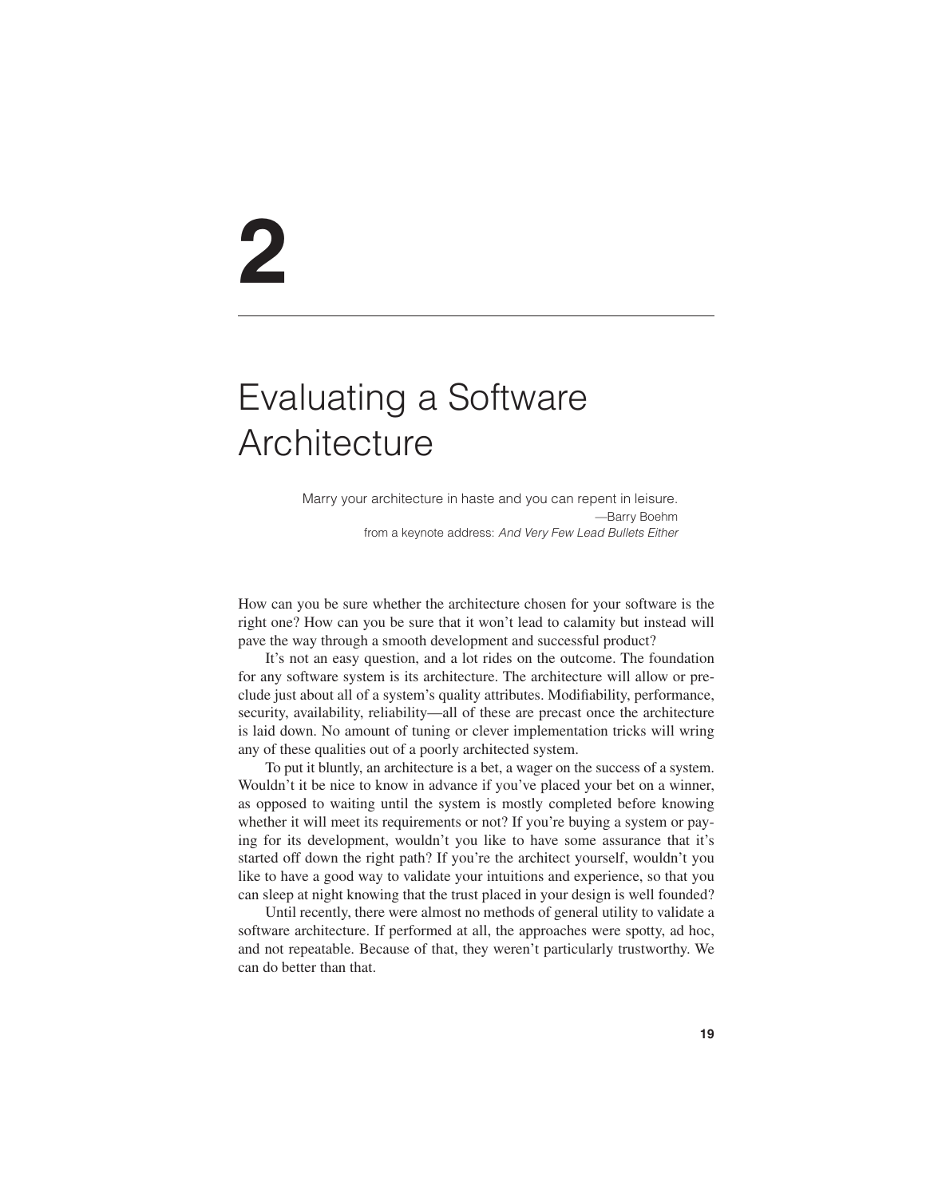# 2

# Evaluating a Software Architecture

> Marry your architecture in haste and you can repent in leisure.
> —Barry Boehm
> from a keynote address: *And Very Few Lead Bullets Either*

How can you be sure whether the architecture chosen for your software is the right one? How can you be sure that it won't lead to calamity but instead will pave the way through a smooth development and successful product?

It's not an easy question, and a lot rides on the outcome. The foundation for any software system is its architecture. The architecture will allow or preclude just about all of a system's quality attributes. Modifiability, performance, security, availability, reliability—all of these are precast once the architecture is laid down. No amount of tuning or clever implementation tricks will wring any of these qualities out of a poorly architected system.

To put it bluntly, an architecture is a bet, a wager on the success of a system. Wouldn't it be nice to know in advance if you've placed your bet on a winner, as opposed to waiting until the system is mostly completed before knowing whether it will meet its requirements or not? If you're buying a system or paying for its development, wouldn't you like to have some assurance that it's started off down the right path? If you're the architect yourself, wouldn't you like to have a good way to validate your intuitions and experience, so that you can sleep at night knowing that the trust placed in your design is well founded?

Until recently, there were almost no methods of general utility to validate a software architecture. If performed at all, the approaches were spotty, ad hoc, and not repeatable. Because of that, they weren't particularly trustworthy. We can do better than that.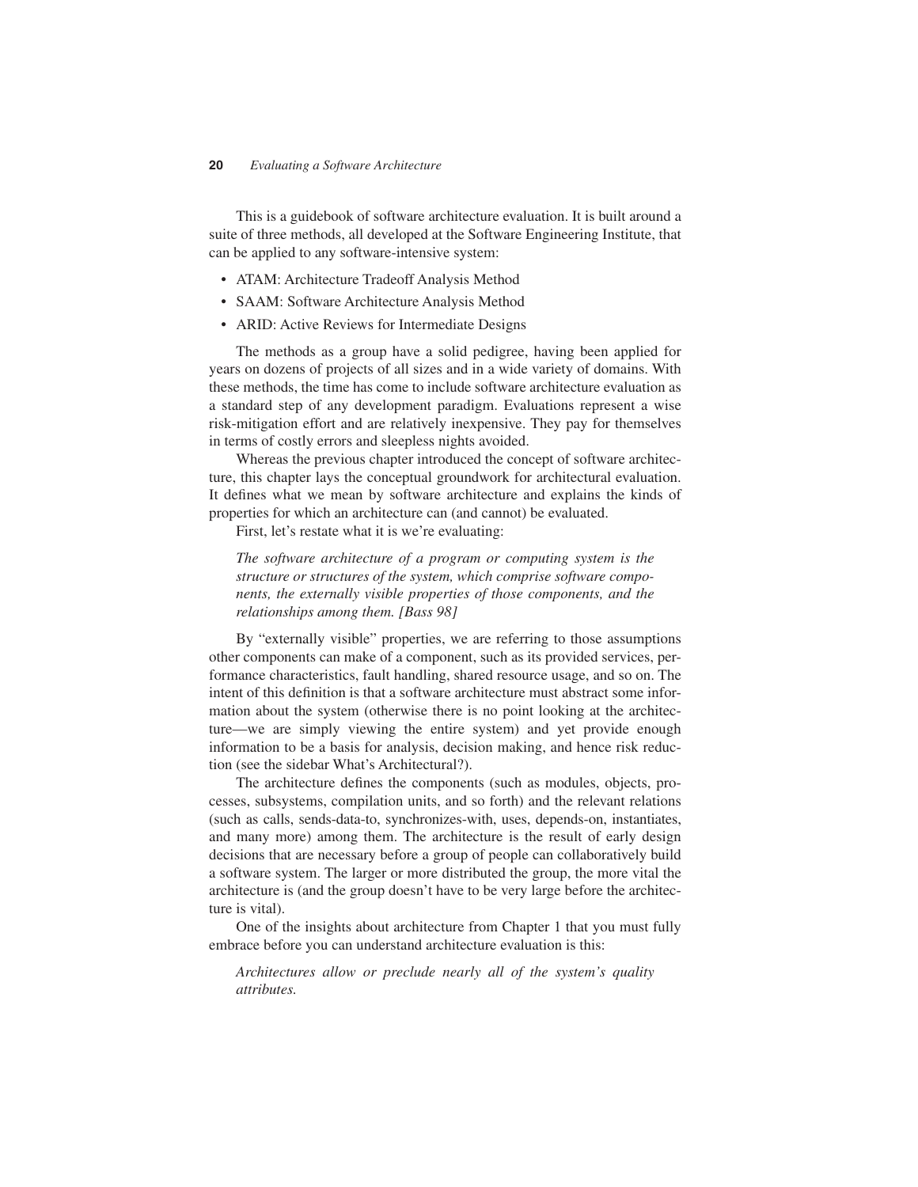This is a guidebook of software architecture evaluation. It is built around a suite of three methods, all developed at the Software Engineering Institute, that can be applied to any software-intensive system:

- ATAM: Architecture Tradeoff Analysis Method
- SAAM: Software Architecture Analysis Method
- ARID: Active Reviews for Intermediate Designs

The methods as a group have a solid pedigree, having been applied for years on dozens of projects of all sizes and in a wide variety of domains. With these methods, the time has come to include software architecture evaluation as a standard step of any development paradigm. Evaluations represent a wise risk-mitigation effort and are relatively inexpensive. They pay for themselves in terms of costly errors and sleepless nights avoided.

Whereas the previous chapter introduced the concept of software architecture, this chapter lays the conceptual groundwork for architectural evaluation. It defines what we mean by software architecture and explains the kinds of properties for which an architecture can (and cannot) be evaluated.

First, let's restate what it is we're evaluating:

> *The software architecture of a program or computing system is the structure or structures of the system, which comprise software components, the externally visible properties of those components, and the relationships among them. [Bass 98]*

By "externally visible" properties, we are referring to those assumptions other components can make of a component, such as its provided services, performance characteristics, fault handling, shared resource usage, and so on. The intent of this definition is that a software architecture must abstract some information about the system (otherwise there is no point looking at the architecture—we are simply viewing the entire system) and yet provide enough information to be a basis for analysis, decision making, and hence risk reduction (see the sidebar What's Architectural?).

The architecture defines the components (such as modules, objects, processes, subsystems, compilation units, and so forth) and the relevant relations (such as calls, sends-data-to, synchronizes-with, uses, depends-on, instantiates, and many more) among them. The architecture is the result of early design decisions that are necessary before a group of people can collaboratively build a software system. The larger or more distributed the group, the more vital the architecture is (and the group doesn't have to be very large before the architecture is vital).

One of the insights about architecture from Chapter 1 that you must fully embrace before you can understand architecture evaluation is this:

> *Architectures allow or preclude nearly all of the system's quality attributes.*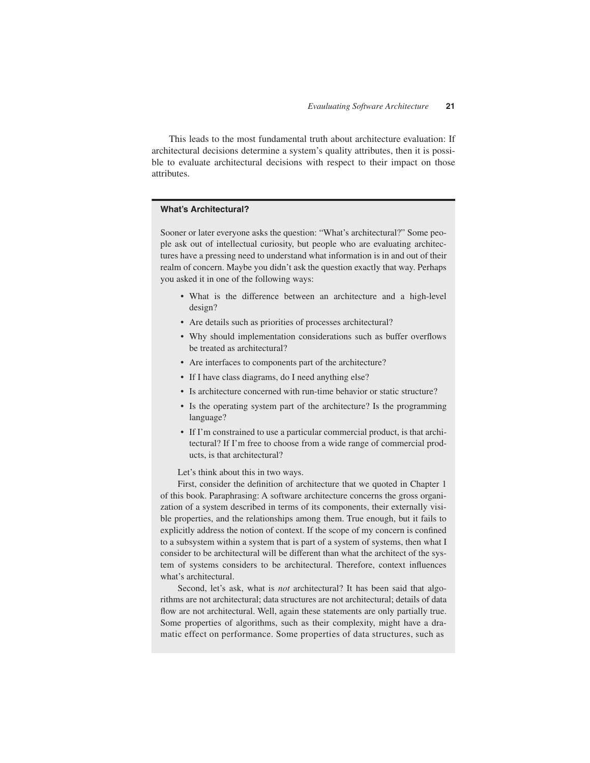This leads to the most fundamental truth about architecture evaluation: If architectural decisions determine a system's quality attributes, then it is possible to evaluate architectural decisions with respect to their impact on those attributes.

### What's Architectural?

Sooner or later everyone asks the question: "What's architectural?" Some people ask out of intellectual curiosity, but people who are evaluating architectures have a pressing need to understand what information is in and out of their realm of concern. Maybe you didn't ask the question exactly that way. Perhaps you asked it in one of the following ways:

- What is the difference between an architecture and a high-level design?
- Are details such as priorities of processes architectural?
- Why should implementation considerations such as buffer overflows be treated as architectural?
- Are interfaces to components part of the architecture?
- If I have class diagrams, do I need anything else?
- Is architecture concerned with run-time behavior or static structure?
- Is the operating system part of the architecture? Is the programming language?
- If I'm constrained to use a particular commercial product, is that architectural? If I'm free to choose from a wide range of commercial products, is that architectural?

Let's think about this in two ways.

First, consider the definition of architecture that we quoted in Chapter 1 of this book. Paraphrasing: A software architecture concerns the gross organization of a system described in terms of its components, their externally visible properties, and the relationships among them. True enough, but it fails to explicitly address the notion of context. If the scope of my concern is confined to a subsystem within a system that is part of a system of systems, then what I consider to be architectural will be different than what the architect of the system of systems considers to be architectural. Therefore, context influences what's architectural.

Second, let's ask, what is *not* architectural? It has been said that algorithms are not architectural; data structures are not architectural; details of data flow are not architectural. Well, again these statements are only partially true. Some properties of algorithms, such as their complexity, might have a dramatic effect on performance. Some properties of data structures, such as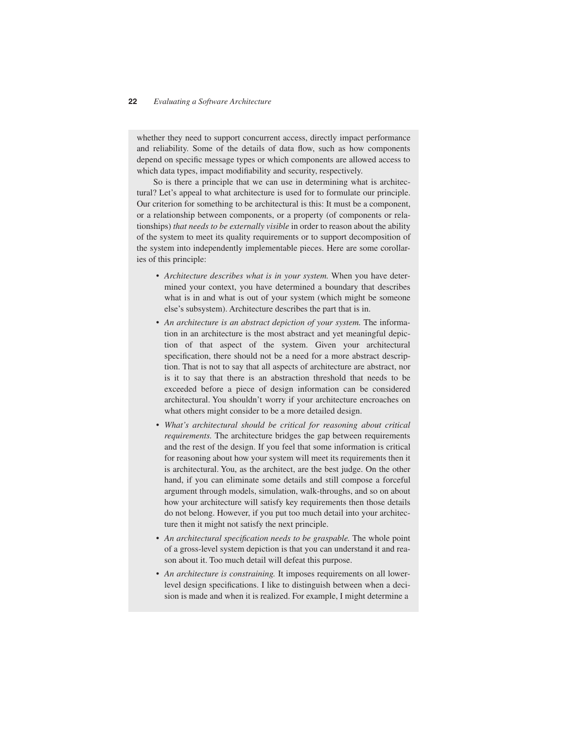whether they need to support concurrent access, directly impact performance and reliability. Some of the details of data flow, such as how components depend on specific message types or which components are allowed access to which data types, impact modifiability and security, respectively.

So is there a principle that we can use in determining what is architectural? Let's appeal to what architecture is used for to formulate our principle. Our criterion for something to be architectural is this: It must be a component, or a relationship between components, or a property (of components or relationships) *that needs to be externally visible* in order to reason about the ability of the system to meet its quality requirements or to support decomposition of the system into independently implementable pieces. Here are some corollaries of this principle:

- *Architecture describes what is in your system.* When you have determined your context, you have determined a boundary that describes what is in and what is out of your system (which might be someone else's subsystem). Architecture describes the part that is in.
- *An architecture is an abstract depiction of your system.* The information in an architecture is the most abstract and yet meaningful depiction of that aspect of the system. Given your architectural specification, there should not be a need for a more abstract description. That is not to say that all aspects of architecture are abstract, nor is it to say that there is an abstraction threshold that needs to be exceeded before a piece of design information can be considered architectural. You shouldn't worry if your architecture encroaches on what others might consider to be a more detailed design.
- *What's architectural should be critical for reasoning about critical requirements.* The architecture bridges the gap between requirements and the rest of the design. If you feel that some information is critical for reasoning about how your system will meet its requirements then it is architectural. You, as the architect, are the best judge. On the other hand, if you can eliminate some details and still compose a forceful argument through models, simulation, walk-throughs, and so on about how your architecture will satisfy key requirements then those details do not belong. However, if you put too much detail into your architecture then it might not satisfy the next principle.
- *An architectural specification needs to be graspable.* The whole point of a gross-level system depiction is that you can understand it and reason about it. Too much detail will defeat this purpose.
- *An architecture is constraining.* It imposes requirements on all lower-level design specifications. I like to distinguish between when a decision is made and when it is realized. For example, I might determine a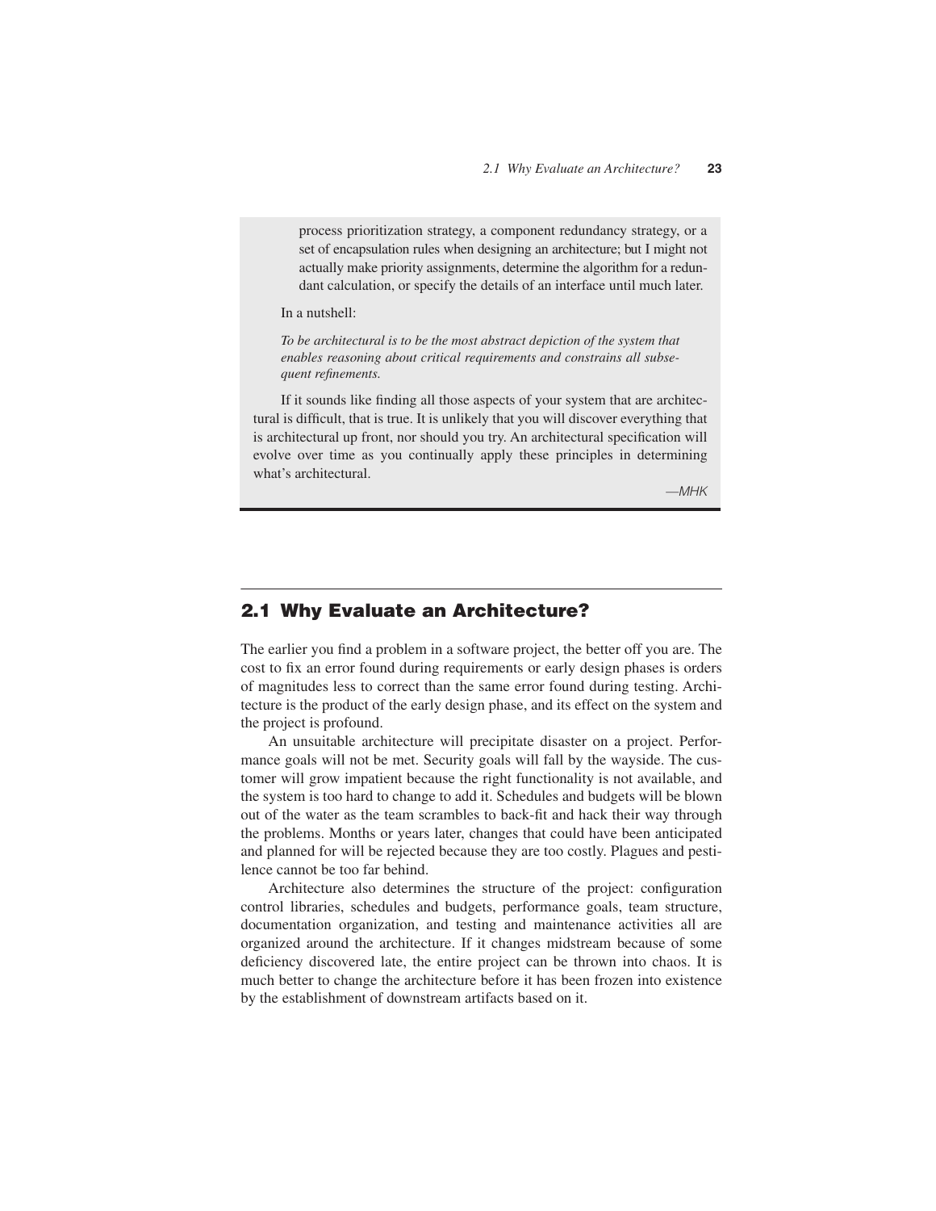process prioritization strategy, a component redundancy strategy, or a set of encapsulation rules when designing an architecture; but I might not actually make priority assignments, determine the algorithm for a redundant calculation, or specify the details of an interface until much later.

In a nutshell:

*To be architectural is to be the most abstract depiction of the system that enables reasoning about critical requirements and constrains all subsequent refinements.*

If it sounds like finding all those aspects of your system that are architectural is difficult, that is true. It is unlikely that you will discover everything that is architectural up front, nor should you try. An architectural specification will evolve over time as you continually apply these principles in determining what's architectural.

*—MHK*

## 2.1 Why Evaluate an Architecture?

The earlier you find a problem in a software project, the better off you are. The cost to fix an error found during requirements or early design phases is orders of magnitudes less to correct than the same error found during testing. Architecture is the product of the early design phase, and its effect on the system and the project is profound.

An unsuitable architecture will precipitate disaster on a project. Performance goals will not be met. Security goals will fall by the wayside. The customer will grow impatient because the right functionality is not available, and the system is too hard to change to add it. Schedules and budgets will be blown out of the water as the team scrambles to back-fit and hack their way through the problems. Months or years later, changes that could have been anticipated and planned for will be rejected because they are too costly. Plagues and pestilence cannot be too far behind.

Architecture also determines the structure of the project: configuration control libraries, schedules and budgets, performance goals, team structure, documentation organization, and testing and maintenance activities all are organized around the architecture. If it changes midstream because of some deficiency discovered late, the entire project can be thrown into chaos. It is much better to change the architecture before it has been frozen into existence by the establishment of downstream artifacts based on it.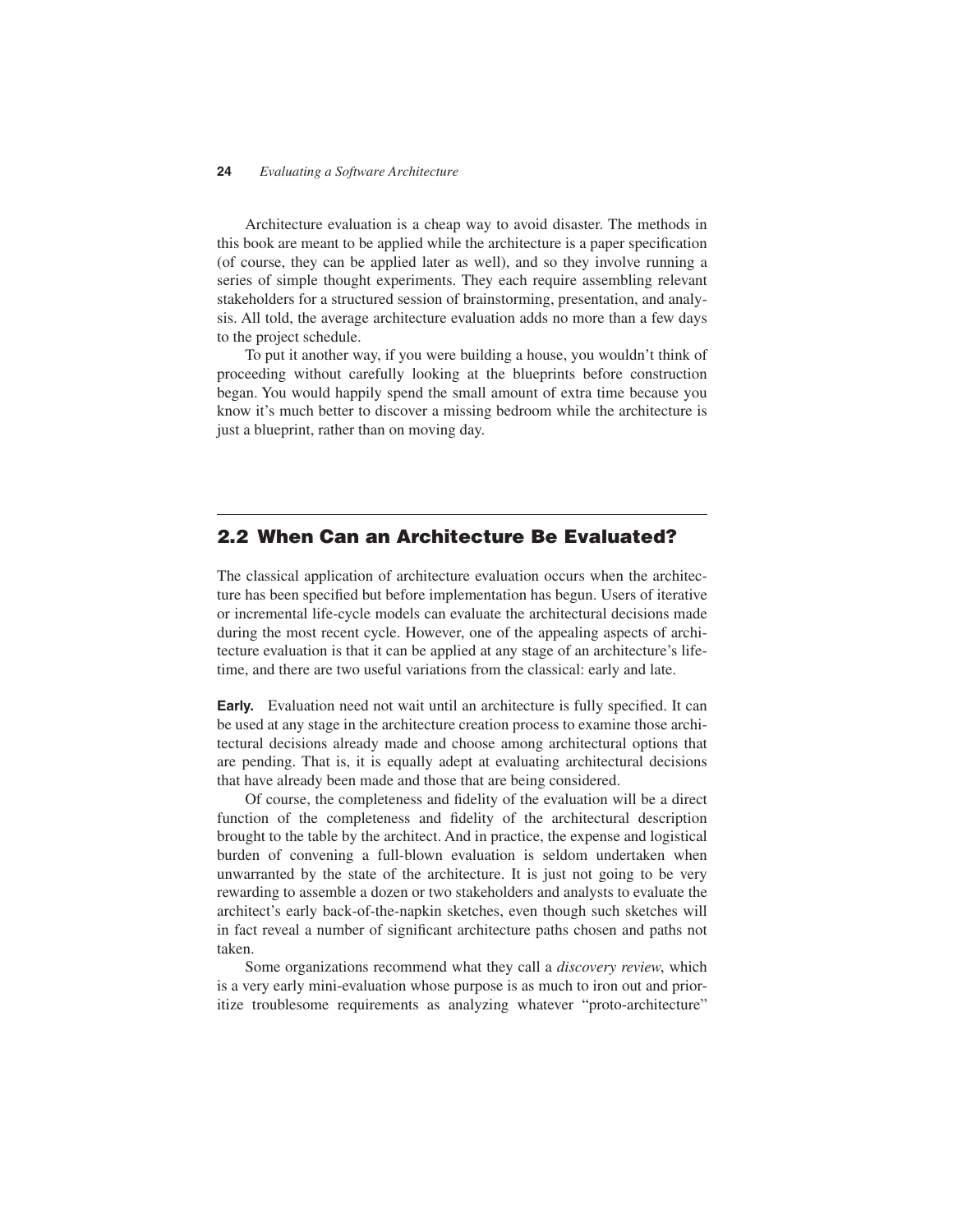Architecture evaluation is a cheap way to avoid disaster. The methods in this book are meant to be applied while the architecture is a paper specification (of course, they can be applied later as well), and so they involve running a series of simple thought experiments. They each require assembling relevant stakeholders for a structured session of brainstorming, presentation, and analysis. All told, the average architecture evaluation adds no more than a few days to the project schedule.

To put it another way, if you were building a house, you wouldn't think of proceeding without carefully looking at the blueprints before construction began. You would happily spend the small amount of extra time because you know it's much better to discover a missing bedroom while the architecture is just a blueprint, rather than on moving day.

## 2.2 When Can an Architecture Be Evaluated?

The classical application of architecture evaluation occurs when the architecture has been specified but before implementation has begun. Users of iterative or incremental life-cycle models can evaluate the architectural decisions made during the most recent cycle. However, one of the appealing aspects of architecture evaluation is that it can be applied at any stage of an architecture's lifetime, and there are two useful variations from the classical: early and late.

**Early.** Evaluation need not wait until an architecture is fully specified. It can be used at any stage in the architecture creation process to examine those architectural decisions already made and choose among architectural options that are pending. That is, it is equally adept at evaluating architectural decisions that have already been made and those that are being considered.

Of course, the completeness and fidelity of the evaluation will be a direct function of the completeness and fidelity of the architectural description brought to the table by the architect. And in practice, the expense and logistical burden of convening a full-blown evaluation is seldom undertaken when unwarranted by the state of the architecture. It is just not going to be very rewarding to assemble a dozen or two stakeholders and analysts to evaluate the architect's early back-of-the-napkin sketches, even though such sketches will in fact reveal a number of significant architecture paths chosen and paths not taken.

Some organizations recommend what they call a *discovery review*, which is a very early mini-evaluation whose purpose is as much to iron out and prioritize troublesome requirements as analyzing whatever "proto-architecture"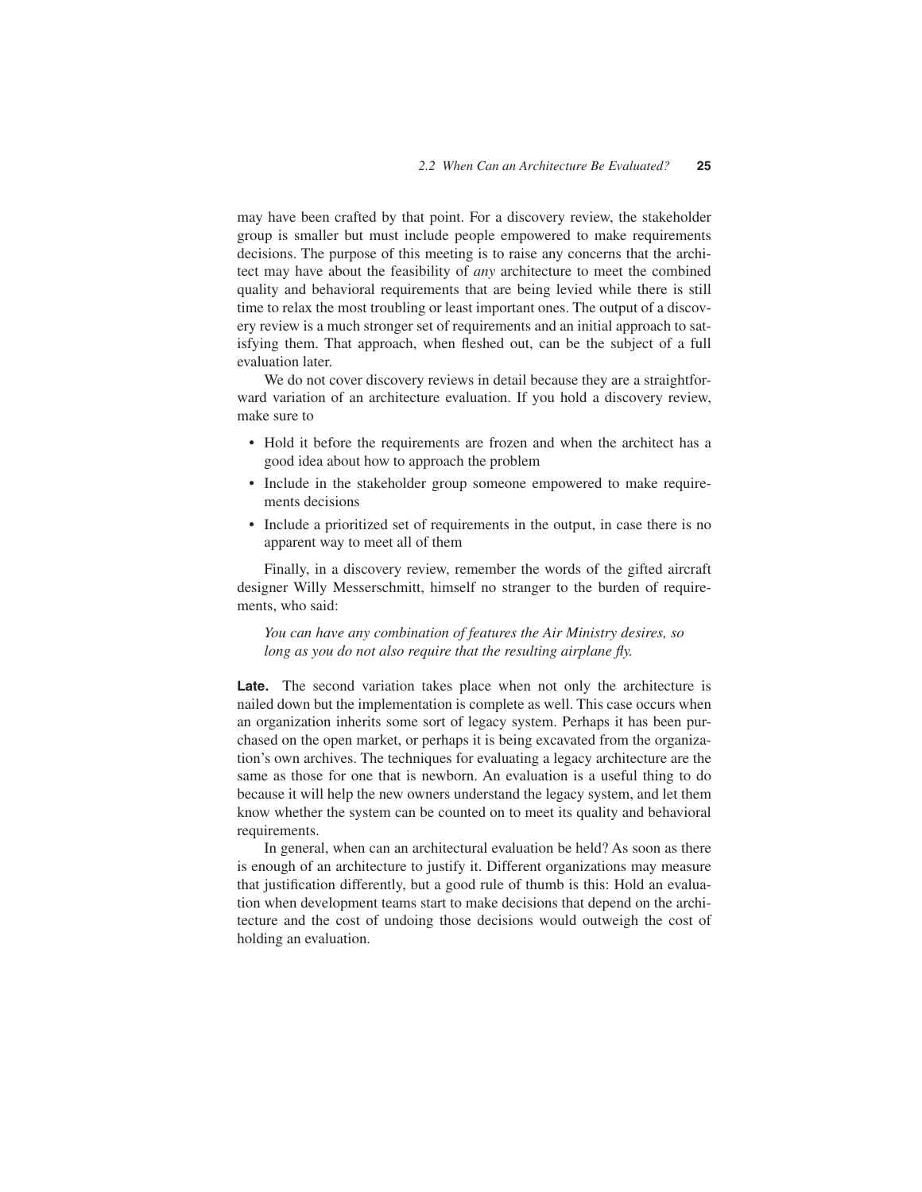may have been crafted by that point. For a discovery review, the stakeholder group is smaller but must include people empowered to make requirements decisions. The purpose of this meeting is to raise any concerns that the architect may have about the feasibility of *any* architecture to meet the combined quality and behavioral requirements that are being levied while there is still time to relax the most troubling or least important ones. The output of a discovery review is a much stronger set of requirements and an initial approach to satisfying them. That approach, when fleshed out, can be the subject of a full evaluation later.

We do not cover discovery reviews in detail because they are a straightforward variation of an architecture evaluation. If you hold a discovery review, make sure to

- Hold it before the requirements are frozen and when the architect has a good idea about how to approach the problem
- Include in the stakeholder group someone empowered to make requirements decisions
- Include a prioritized set of requirements in the output, in case there is no apparent way to meet all of them

Finally, in a discovery review, remember the words of the gifted aircraft designer Willy Messerschmitt, himself no stranger to the burden of requirements, who said:

> *You can have any combination of features the Air Ministry desires, so long as you do not also require that the resulting airplane fly.*

**Late.** The second variation takes place when not only the architecture is nailed down but the implementation is complete as well. This case occurs when an organization inherits some sort of legacy system. Perhaps it has been purchased on the open market, or perhaps it is being excavated from the organization's own archives. The techniques for evaluating a legacy architecture are the same as those for one that is newborn. An evaluation is a useful thing to do because it will help the new owners understand the legacy system, and let them know whether the system can be counted on to meet its quality and behavioral requirements.

In general, when can an architectural evaluation be held? As soon as there is enough of an architecture to justify it. Different organizations may measure that justification differently, but a good rule of thumb is this: Hold an evaluation when development teams start to make decisions that depend on the architecture and the cost of undoing those decisions would outweigh the cost of holding an evaluation.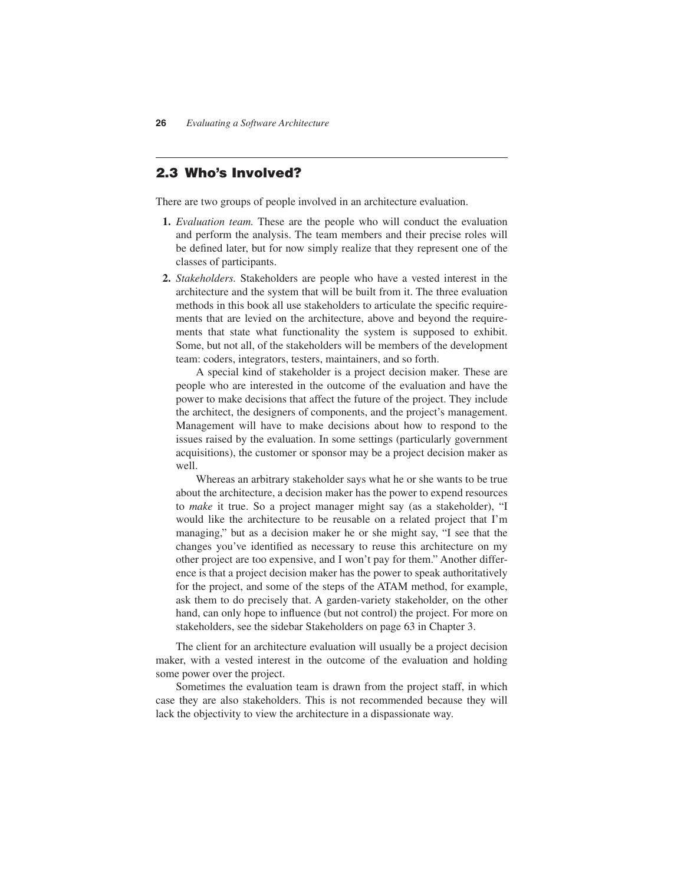## 2.3 Who's Involved?

There are two groups of people involved in an architecture evaluation.

1. *Evaluation team.* These are the people who will conduct the evaluation and perform the analysis. The team members and their precise roles will be defined later, but for now simply realize that they represent one of the classes of participants.
2. *Stakeholders.* Stakeholders are people who have a vested interest in the architecture and the system that will be built from it. The three evaluation methods in this book all use stakeholders to articulate the specific requirements that are levied on the architecture, above and beyond the requirements that state what functionality the system is supposed to exhibit. Some, but not all, of the stakeholders will be members of the development team: coders, integrators, testers, maintainers, and so forth.

   A special kind of stakeholder is a project decision maker. These are people who are interested in the outcome of the evaluation and have the power to make decisions that affect the future of the project. They include the architect, the designers of components, and the project's management. Management will have to make decisions about how to respond to the issues raised by the evaluation. In some settings (particularly government acquisitions), the customer or sponsor may be a project decision maker as well.

   Whereas an arbitrary stakeholder says what he or she wants to be true about the architecture, a decision maker has the power to expend resources to *make* it true. So a project manager might say (as a stakeholder), "I would like the architecture to be reusable on a related project that I'm managing," but as a decision maker he or she might say, "I see that the changes you've identified as necessary to reuse this architecture on my other project are too expensive, and I won't pay for them." Another difference is that a project decision maker has the power to speak authoritatively for the project, and some of the steps of the ATAM method, for example, ask them to do precisely that. A garden-variety stakeholder, on the other hand, can only hope to influence (but not control) the project. For more on stakeholders, see the sidebar Stakeholders on page 63 in Chapter 3.

The client for an architecture evaluation will usually be a project decision maker, with a vested interest in the outcome of the evaluation and holding some power over the project.

Sometimes the evaluation team is drawn from the project staff, in which case they are also stakeholders. This is not recommended because they will lack the objectivity to view the architecture in a dispassionate way.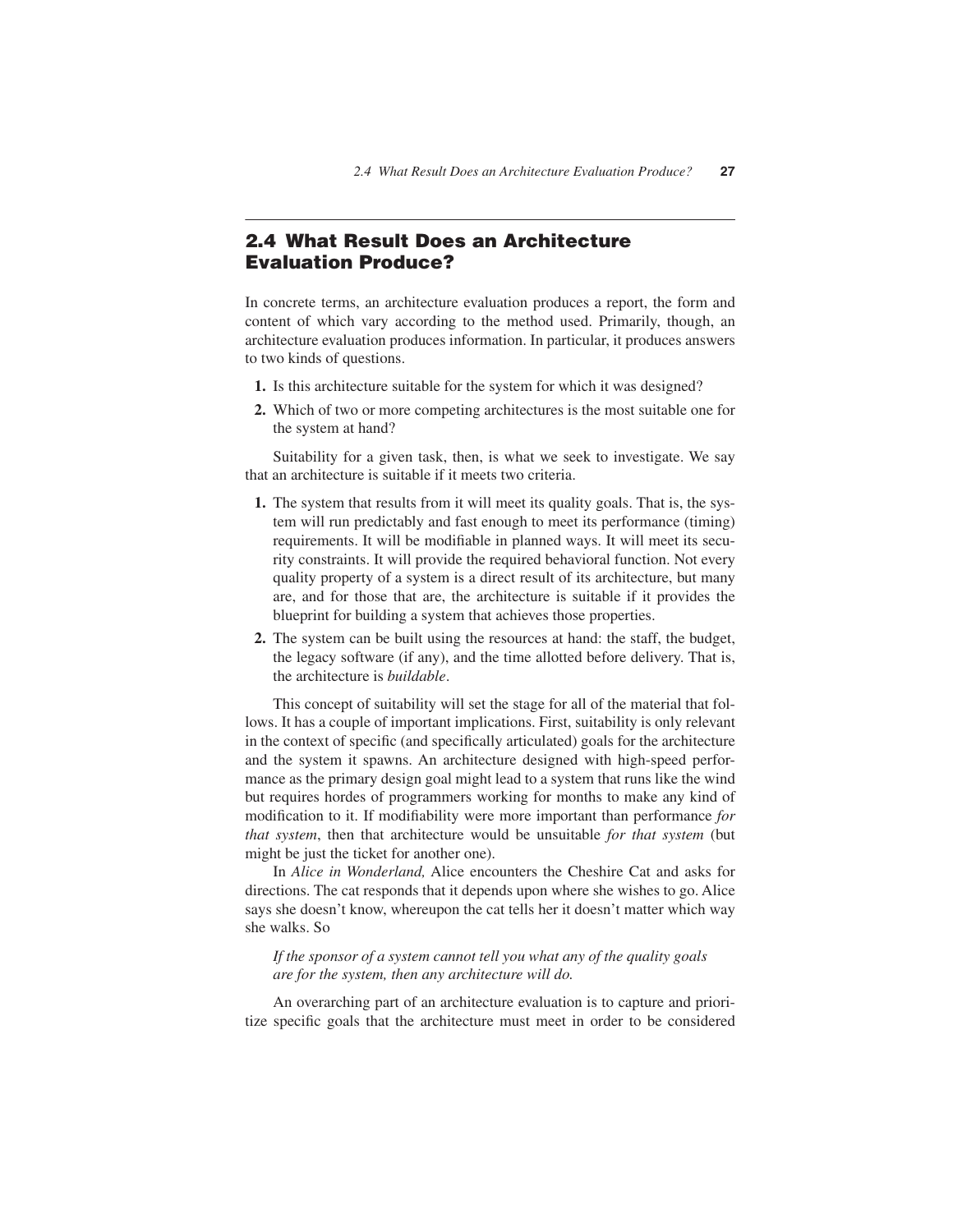## 2.4 What Result Does an Architecture Evaluation Produce?

In concrete terms, an architecture evaluation produces a report, the form and content of which vary according to the method used. Primarily, though, an architecture evaluation produces information. In particular, it produces answers to two kinds of questions.

1. Is this architecture suitable for the system for which it was designed?
2. Which of two or more competing architectures is the most suitable one for the system at hand?

Suitability for a given task, then, is what we seek to investigate. We say that an architecture is suitable if it meets two criteria.

1. The system that results from it will meet its quality goals. That is, the system will run predictably and fast enough to meet its performance (timing) requirements. It will be modifiable in planned ways. It will meet its security constraints. It will provide the required behavioral function. Not every quality property of a system is a direct result of its architecture, but many are, and for those that are, the architecture is suitable if it provides the blueprint for building a system that achieves those properties.
2. The system can be built using the resources at hand: the staff, the budget, the legacy software (if any), and the time allotted before delivery. That is, the architecture is *buildable*.

This concept of suitability will set the stage for all of the material that follows. It has a couple of important implications. First, suitability is only relevant in the context of specific (and specifically articulated) goals for the architecture and the system it spawns. An architecture designed with high-speed performance as the primary design goal might lead to a system that runs like the wind but requires hordes of programmers working for months to make any kind of modification to it. If modifiability were more important than performance *for that system*, then that architecture would be unsuitable *for that system* (but might be just the ticket for another one).

In *Alice in Wonderland,* Alice encounters the Cheshire Cat and asks for directions. The cat responds that it depends upon where she wishes to go. Alice says she doesn't know, whereupon the cat tells her it doesn't matter which way she walks. So

*If the sponsor of a system cannot tell you what any of the quality goals are for the system, then any architecture will do.*

An overarching part of an architecture evaluation is to capture and prioritize specific goals that the architecture must meet in order to be considered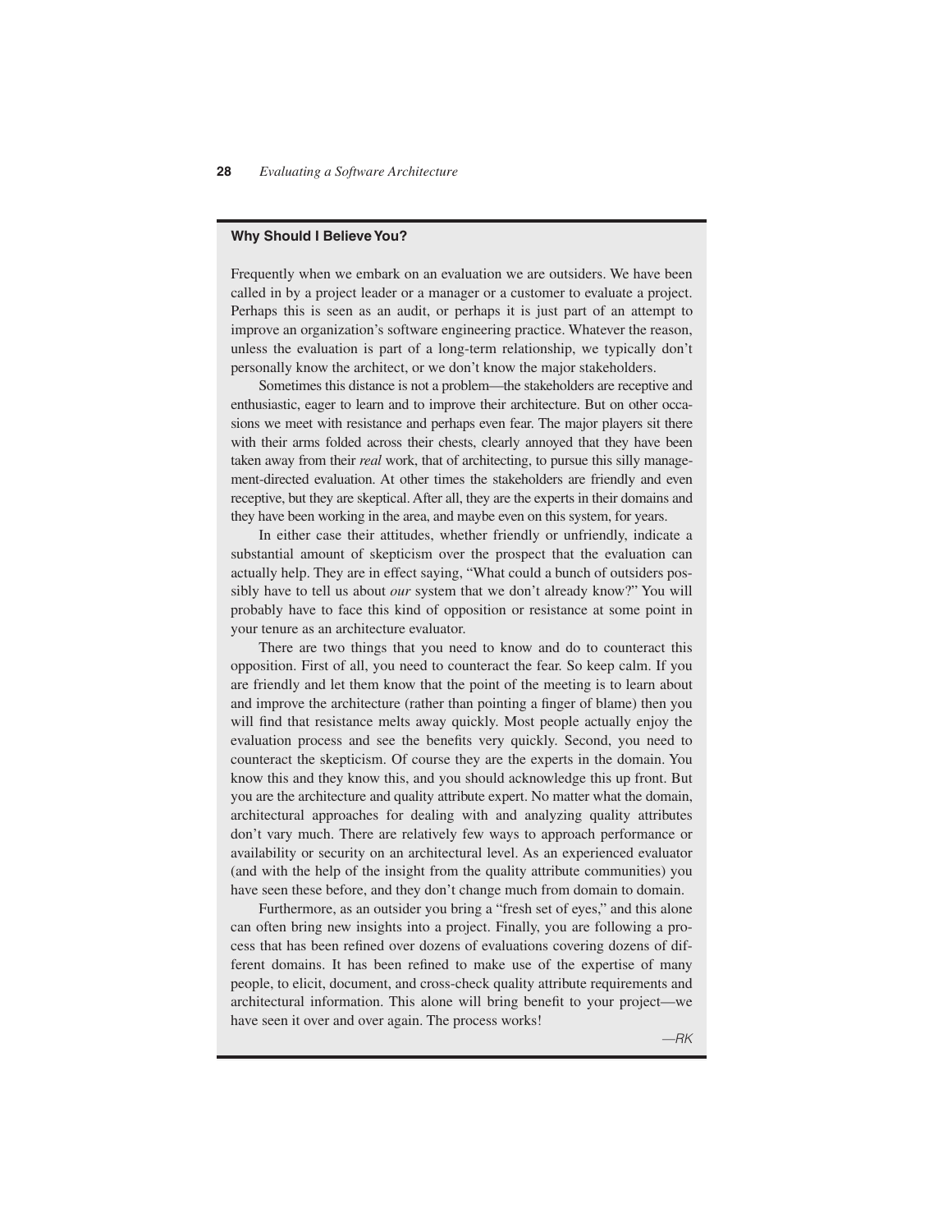### Why Should I Believe You?

Frequently when we embark on an evaluation we are outsiders. We have been called in by a project leader or a manager or a customer to evaluate a project. Perhaps this is seen as an audit, or perhaps it is just part of an attempt to improve an organization's software engineering practice. Whatever the reason, unless the evaluation is part of a long-term relationship, we typically don't personally know the architect, or we don't know the major stakeholders.

Sometimes this distance is not a problem—the stakeholders are receptive and enthusiastic, eager to learn and to improve their architecture. But on other occasions we meet with resistance and perhaps even fear. The major players sit there with their arms folded across their chests, clearly annoyed that they have been taken away from their *real* work, that of architecting, to pursue this silly management-directed evaluation. At other times the stakeholders are friendly and even receptive, but they are skeptical. After all, they are the experts in their domains and they have been working in the area, and maybe even on this system, for years.

In either case their attitudes, whether friendly or unfriendly, indicate a substantial amount of skepticism over the prospect that the evaluation can actually help. They are in effect saying, "What could a bunch of outsiders possibly have to tell us about *our* system that we don't already know?" You will probably have to face this kind of opposition or resistance at some point in your tenure as an architecture evaluator.

There are two things that you need to know and do to counteract this opposition. First of all, you need to counteract the fear. So keep calm. If you are friendly and let them know that the point of the meeting is to learn about and improve the architecture (rather than pointing a finger of blame) then you will find that resistance melts away quickly. Most people actually enjoy the evaluation process and see the benefits very quickly. Second, you need to counteract the skepticism. Of course they are the experts in the domain. You know this and they know this, and you should acknowledge this up front. But you are the architecture and quality attribute expert. No matter what the domain, architectural approaches for dealing with and analyzing quality attributes don't vary much. There are relatively few ways to approach performance or availability or security on an architectural level. As an experienced evaluator (and with the help of the insight from the quality attribute communities) you have seen these before, and they don't change much from domain to domain.

Furthermore, as an outsider you bring a "fresh set of eyes," and this alone can often bring new insights into a project. Finally, you are following a process that has been refined over dozens of evaluations covering dozens of different domains. It has been refined to make use of the expertise of many people, to elicit, document, and cross-check quality attribute requirements and architectural information. This alone will bring benefit to your project—we have seen it over and over again. The process works!

*—RK*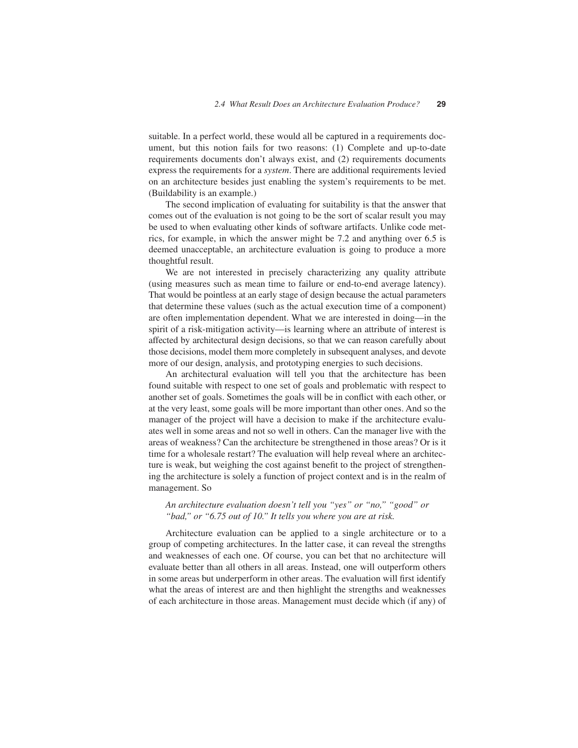suitable. In a perfect world, these would all be captured in a requirements document, but this notion fails for two reasons: (1) Complete and up-to-date requirements documents don't always exist, and (2) requirements documents express the requirements for a *system*. There are additional requirements levied on an architecture besides just enabling the system's requirements to be met. (Buildability is an example.)

The second implication of evaluating for suitability is that the answer that comes out of the evaluation is not going to be the sort of scalar result you may be used to when evaluating other kinds of software artifacts. Unlike code metrics, for example, in which the answer might be 7.2 and anything over 6.5 is deemed unacceptable, an architecture evaluation is going to produce a more thoughtful result.

We are not interested in precisely characterizing any quality attribute (using measures such as mean time to failure or end-to-end average latency). That would be pointless at an early stage of design because the actual parameters that determine these values (such as the actual execution time of a component) are often implementation dependent. What we are interested in doing—in the spirit of a risk-mitigation activity—is learning where an attribute of interest is affected by architectural design decisions, so that we can reason carefully about those decisions, model them more completely in subsequent analyses, and devote more of our design, analysis, and prototyping energies to such decisions.

An architectural evaluation will tell you that the architecture has been found suitable with respect to one set of goals and problematic with respect to another set of goals. Sometimes the goals will be in conflict with each other, or at the very least, some goals will be more important than other ones. And so the manager of the project will have a decision to make if the architecture evaluates well in some areas and not so well in others. Can the manager live with the areas of weakness? Can the architecture be strengthened in those areas? Or is it time for a wholesale restart? The evaluation will help reveal where an architecture is weak, but weighing the cost against benefit to the project of strengthening the architecture is solely a function of project context and is in the realm of management. So

*An architecture evaluation doesn't tell you "yes" or "no," "good" or "bad," or "6.75 out of 10." It tells you where you are at risk.*

Architecture evaluation can be applied to a single architecture or to a group of competing architectures. In the latter case, it can reveal the strengths and weaknesses of each one. Of course, you can bet that no architecture will evaluate better than all others in all areas. Instead, one will outperform others in some areas but underperform in other areas. The evaluation will first identify what the areas of interest are and then highlight the strengths and weaknesses of each architecture in those areas. Management must decide which (if any) of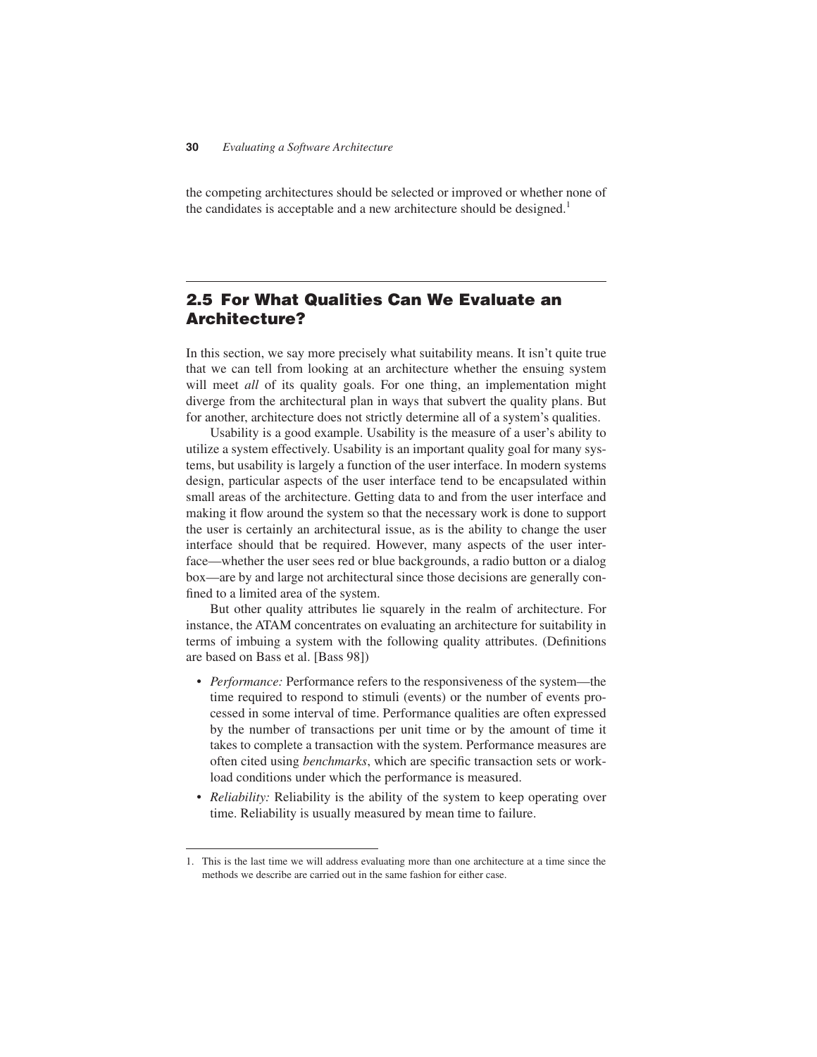the competing architectures should be selected or improved or whether none of the candidates is acceptable and a new architecture should be designed.[1]

## 2.5 For What Qualities Can We Evaluate an Architecture?

In this section, we say more precisely what suitability means. It isn't quite true that we can tell from looking at an architecture whether the ensuing system will meet *all* of its quality goals. For one thing, an implementation might diverge from the architectural plan in ways that subvert the quality plans. But for another, architecture does not strictly determine all of a system's qualities.

Usability is a good example. Usability is the measure of a user's ability to utilize a system effectively. Usability is an important quality goal for many systems, but usability is largely a function of the user interface. In modern systems design, particular aspects of the user interface tend to be encapsulated within small areas of the architecture. Getting data to and from the user interface and making it flow around the system so that the necessary work is done to support the user is certainly an architectural issue, as is the ability to change the user interface should that be required. However, many aspects of the user interface—whether the user sees red or blue backgrounds, a radio button or a dialog box—are by and large not architectural since those decisions are generally confined to a limited area of the system.

But other quality attributes lie squarely in the realm of architecture. For instance, the ATAM concentrates on evaluating an architecture for suitability in terms of imbuing a system with the following quality attributes. (Definitions are based on Bass et al. [Bass 98])

- *Performance:* Performance refers to the responsiveness of the system—the time required to respond to stimuli (events) or the number of events processed in some interval of time. Performance qualities are often expressed by the number of transactions per unit time or by the amount of time it takes to complete a transaction with the system. Performance measures are often cited using *benchmarks*, which are specific transaction sets or workload conditions under which the performance is measured.
- *Reliability:* Reliability is the ability of the system to keep operating over time. Reliability is usually measured by mean time to failure.

---

1. This is the last time we will address evaluating more than one architecture at a time since the methods we describe are carried out in the same fashion for either case.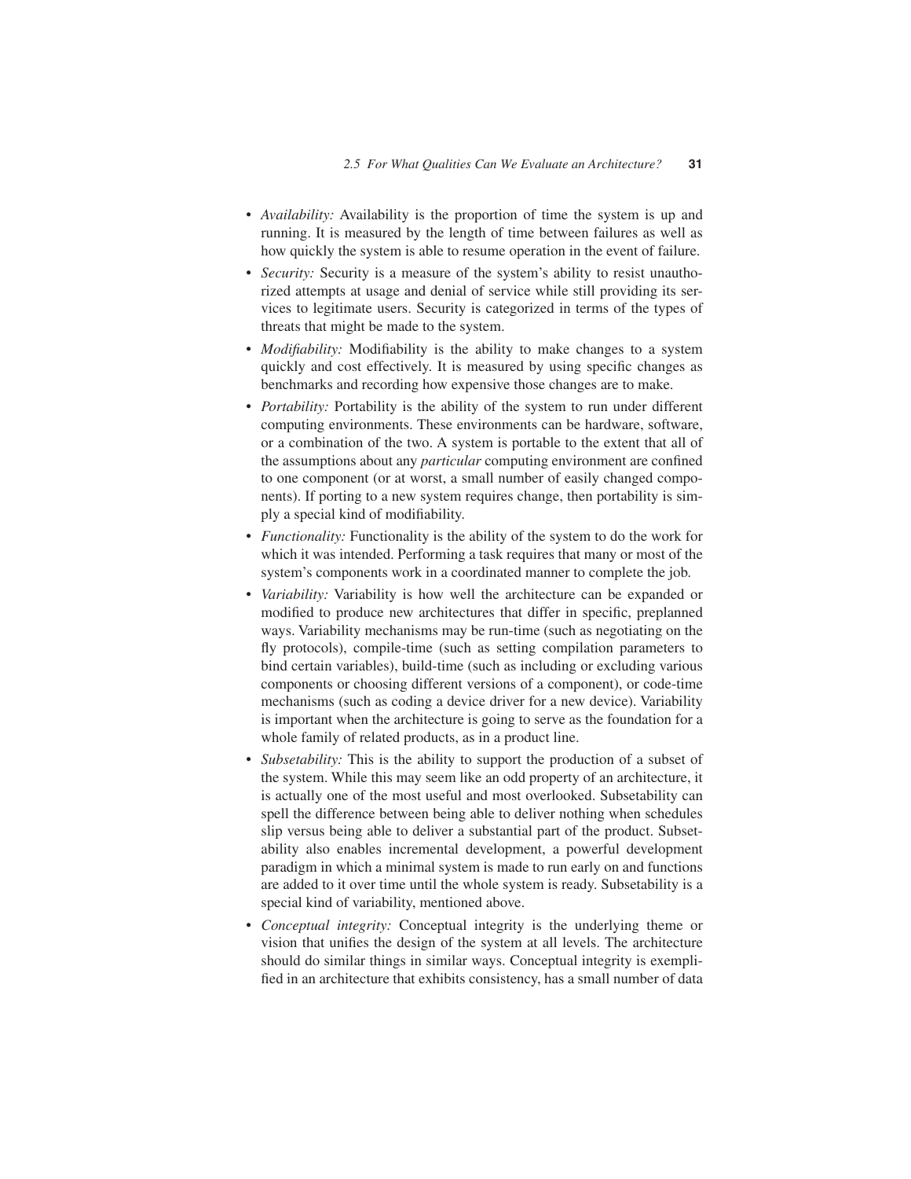- *Availability:* Availability is the proportion of time the system is up and running. It is measured by the length of time between failures as well as how quickly the system is able to resume operation in the event of failure.
- *Security:* Security is a measure of the system's ability to resist unauthorized attempts at usage and denial of service while still providing its services to legitimate users. Security is categorized in terms of the types of threats that might be made to the system.
- *Modifiability:* Modifiability is the ability to make changes to a system quickly and cost effectively. It is measured by using specific changes as benchmarks and recording how expensive those changes are to make.
- *Portability:* Portability is the ability of the system to run under different computing environments. These environments can be hardware, software, or a combination of the two. A system is portable to the extent that all of the assumptions about any *particular* computing environment are confined to one component (or at worst, a small number of easily changed components). If porting to a new system requires change, then portability is simply a special kind of modifiability.
- *Functionality:* Functionality is the ability of the system to do the work for which it was intended. Performing a task requires that many or most of the system's components work in a coordinated manner to complete the job.
- *Variability:* Variability is how well the architecture can be expanded or modified to produce new architectures that differ in specific, preplanned ways. Variability mechanisms may be run-time (such as negotiating on the fly protocols), compile-time (such as setting compilation parameters to bind certain variables), build-time (such as including or excluding various components or choosing different versions of a component), or code-time mechanisms (such as coding a device driver for a new device). Variability is important when the architecture is going to serve as the foundation for a whole family of related products, as in a product line.
- *Subsetability:* This is the ability to support the production of a subset of the system. While this may seem like an odd property of an architecture, it is actually one of the most useful and most overlooked. Subsetability can spell the difference between being able to deliver nothing when schedules slip versus being able to deliver a substantial part of the product. Subsetability also enables incremental development, a powerful development paradigm in which a minimal system is made to run early on and functions are added to it over time until the whole system is ready. Subsetability is a special kind of variability, mentioned above.
- *Conceptual integrity:* Conceptual integrity is the underlying theme or vision that unifies the design of the system at all levels. The architecture should do similar things in similar ways. Conceptual integrity is exemplified in an architecture that exhibits consistency, has a small number of data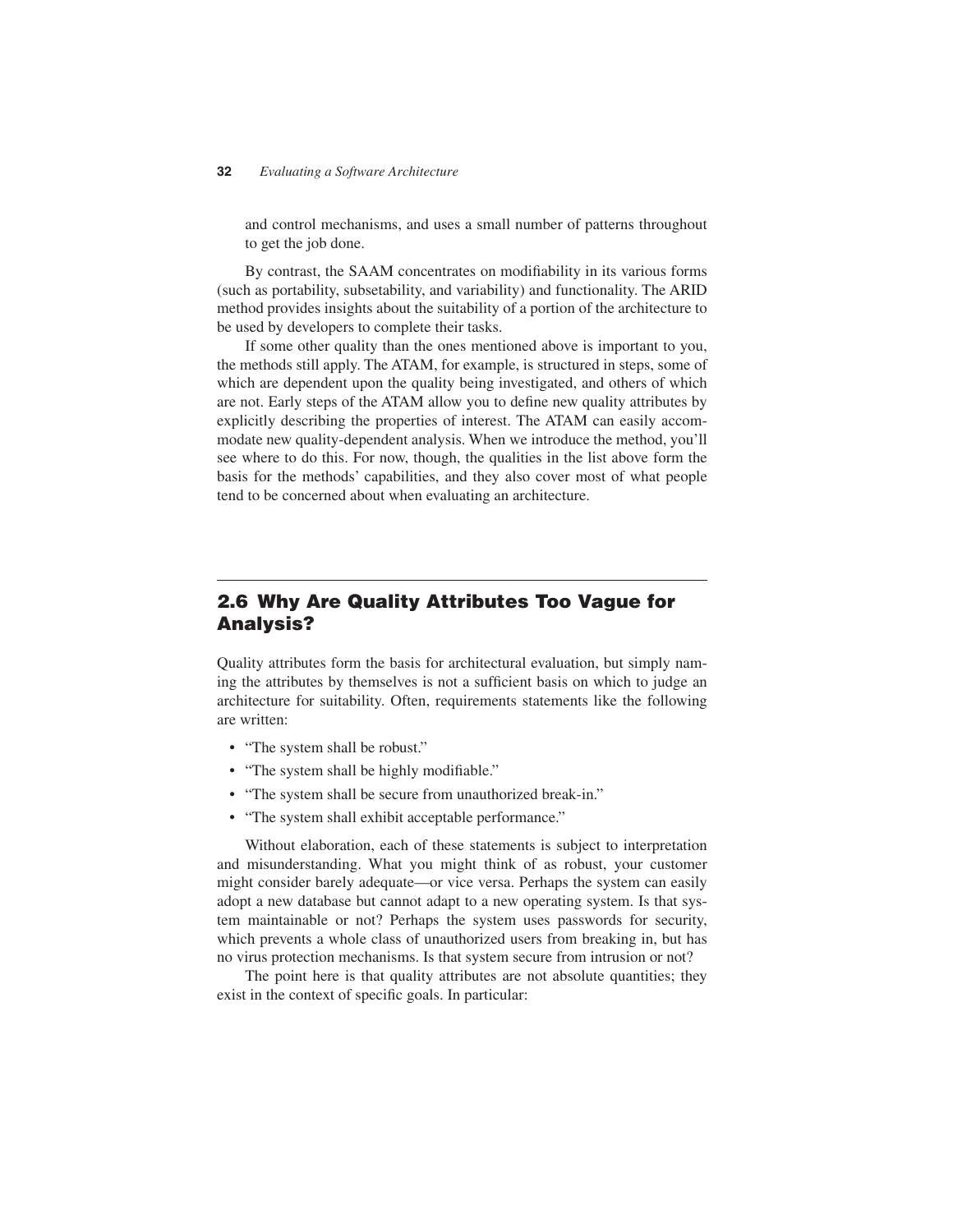and control mechanisms, and uses a small number of patterns throughout to get the job done.

By contrast, the SAAM concentrates on modifiability in its various forms (such as portability, subsetability, and variability) and functionality. The ARID method provides insights about the suitability of a portion of the architecture to be used by developers to complete their tasks.

If some other quality than the ones mentioned above is important to you, the methods still apply. The ATAM, for example, is structured in steps, some of which are dependent upon the quality being investigated, and others of which are not. Early steps of the ATAM allow you to define new quality attributes by explicitly describing the properties of interest. The ATAM can easily accommodate new quality-dependent analysis. When we introduce the method, you'll see where to do this. For now, though, the qualities in the list above form the basis for the methods' capabilities, and they also cover most of what people tend to be concerned about when evaluating an architecture.

## 2.6 Why Are Quality Attributes Too Vague for Analysis?

Quality attributes form the basis for architectural evaluation, but simply naming the attributes by themselves is not a sufficient basis on which to judge an architecture for suitability. Often, requirements statements like the following are written:

- "The system shall be robust."
- "The system shall be highly modifiable."
- "The system shall be secure from unauthorized break-in."
- "The system shall exhibit acceptable performance."

Without elaboration, each of these statements is subject to interpretation and misunderstanding. What you might think of as robust, your customer might consider barely adequate—or vice versa. Perhaps the system can easily adopt a new database but cannot adapt to a new operating system. Is that system maintainable or not? Perhaps the system uses passwords for security, which prevents a whole class of unauthorized users from breaking in, but has no virus protection mechanisms. Is that system secure from intrusion or not?

The point here is that quality attributes are not absolute quantities; they exist in the context of specific goals. In particular: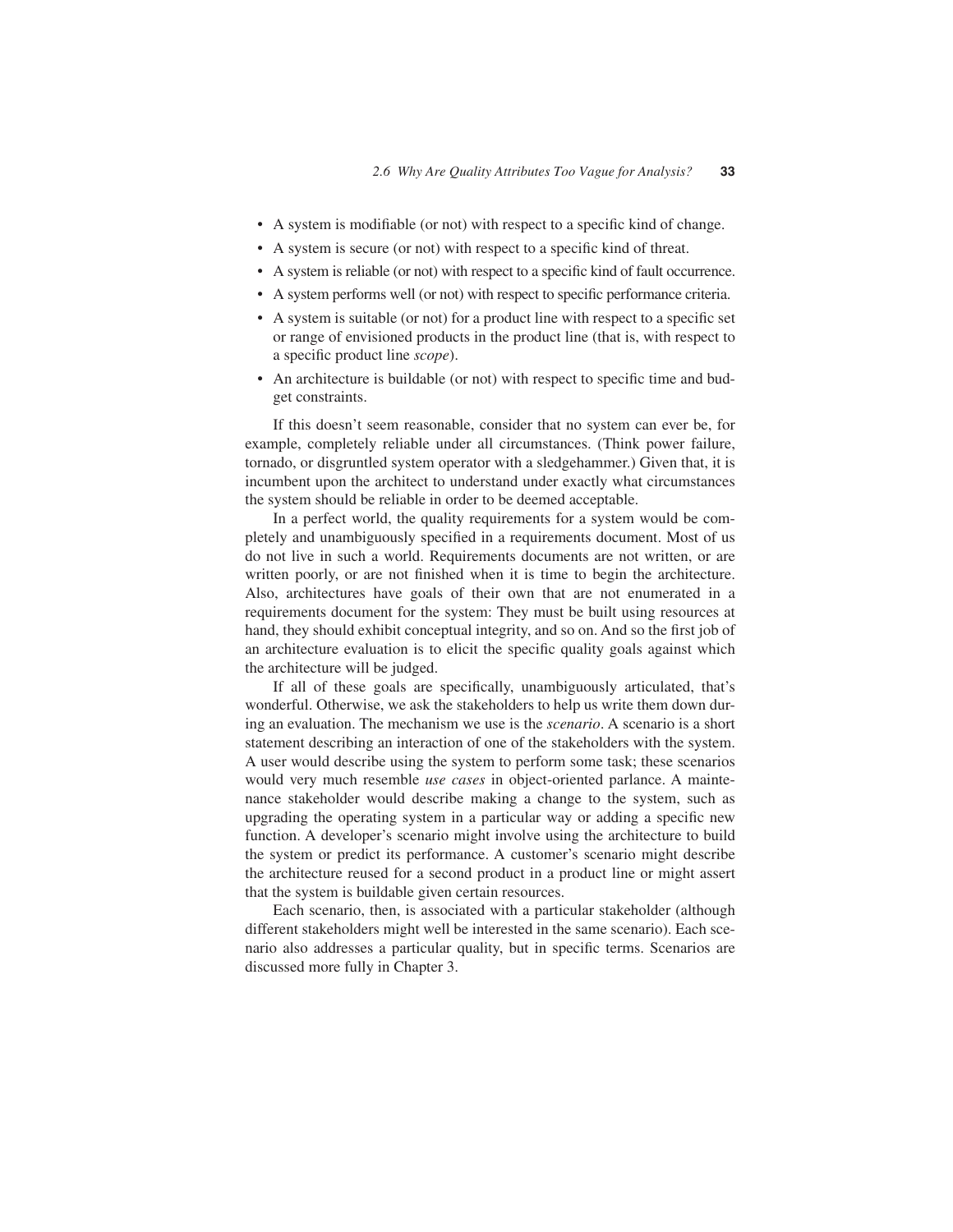- A system is modifiable (or not) with respect to a specific kind of change.
- A system is secure (or not) with respect to a specific kind of threat.
- A system is reliable (or not) with respect to a specific kind of fault occurrence.
- A system performs well (or not) with respect to specific performance criteria.
- A system is suitable (or not) for a product line with respect to a specific set or range of envisioned products in the product line (that is, with respect to a specific product line *scope*).
- An architecture is buildable (or not) with respect to specific time and budget constraints.

If this doesn't seem reasonable, consider that no system can ever be, for example, completely reliable under all circumstances. (Think power failure, tornado, or disgruntled system operator with a sledgehammer.) Given that, it is incumbent upon the architect to understand under exactly what circumstances the system should be reliable in order to be deemed acceptable.

In a perfect world, the quality requirements for a system would be completely and unambiguously specified in a requirements document. Most of us do not live in such a world. Requirements documents are not written, or are written poorly, or are not finished when it is time to begin the architecture. Also, architectures have goals of their own that are not enumerated in a requirements document for the system: They must be built using resources at hand, they should exhibit conceptual integrity, and so on. And so the first job of an architecture evaluation is to elicit the specific quality goals against which the architecture will be judged.

If all of these goals are specifically, unambiguously articulated, that's wonderful. Otherwise, we ask the stakeholders to help us write them down during an evaluation. The mechanism we use is the *scenario*. A scenario is a short statement describing an interaction of one of the stakeholders with the system. A user would describe using the system to perform some task; these scenarios would very much resemble *use cases* in object-oriented parlance. A maintenance stakeholder would describe making a change to the system, such as upgrading the operating system in a particular way or adding a specific new function. A developer's scenario might involve using the architecture to build the system or predict its performance. A customer's scenario might describe the architecture reused for a second product in a product line or might assert that the system is buildable given certain resources.

Each scenario, then, is associated with a particular stakeholder (although different stakeholders might well be interested in the same scenario). Each scenario also addresses a particular quality, but in specific terms. Scenarios are discussed more fully in Chapter 3.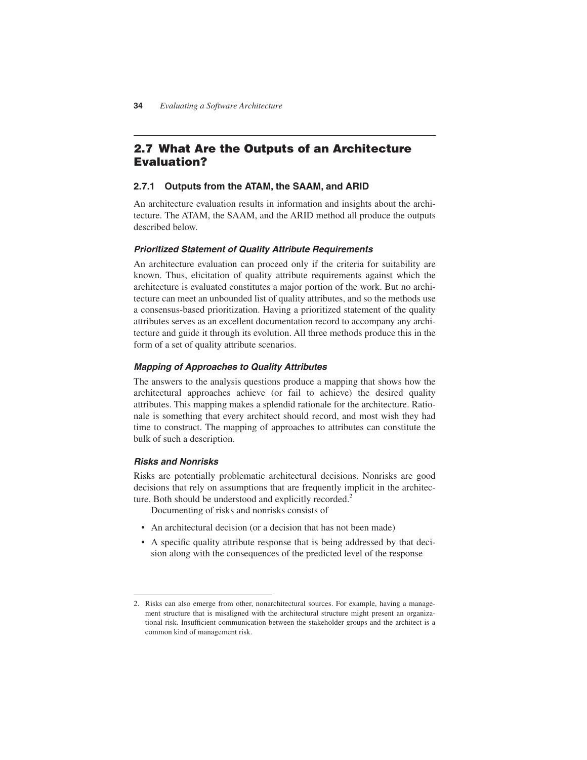## 2.7 What Are the Outputs of an Architecture Evaluation?

### 2.7.1 Outputs from the ATAM, the SAAM, and ARID

An architecture evaluation results in information and insights about the architecture. The ATAM, the SAAM, and the ARID method all produce the outputs described below.

#### *Prioritized Statement of Quality Attribute Requirements*

An architecture evaluation can proceed only if the criteria for suitability are known. Thus, elicitation of quality attribute requirements against which the architecture is evaluated constitutes a major portion of the work. But no architecture can meet an unbounded list of quality attributes, and so the methods use a consensus-based prioritization. Having a prioritized statement of the quality attributes serves as an excellent documentation record to accompany any architecture and guide it through its evolution. All three methods produce this in the form of a set of quality attribute scenarios.

#### *Mapping of Approaches to Quality Attributes*

The answers to the analysis questions produce a mapping that shows how the architectural approaches achieve (or fail to achieve) the desired quality attributes. This mapping makes a splendid rationale for the architecture. Rationale is something that every architect should record, and most wish they had time to construct. The mapping of approaches to attributes can constitute the bulk of such a description.

#### *Risks and Nonrisks*

Risks are potentially problematic architectural decisions. Nonrisks are good decisions that rely on assumptions that are frequently implicit in the architecture. Both should be understood and explicitly recorded.[2]

Documenting of risks and nonrisks consists of

- An architectural decision (or a decision that has not been made)
- A specific quality attribute response that is being addressed by that decision along with the consequences of the predicted level of the response

---

2. Risks can also emerge from other, nonarchitectural sources. For example, having a management structure that is misaligned with the architectural structure might present an organizational risk. Insufficient communication between the stakeholder groups and the architect is a common kind of management risk.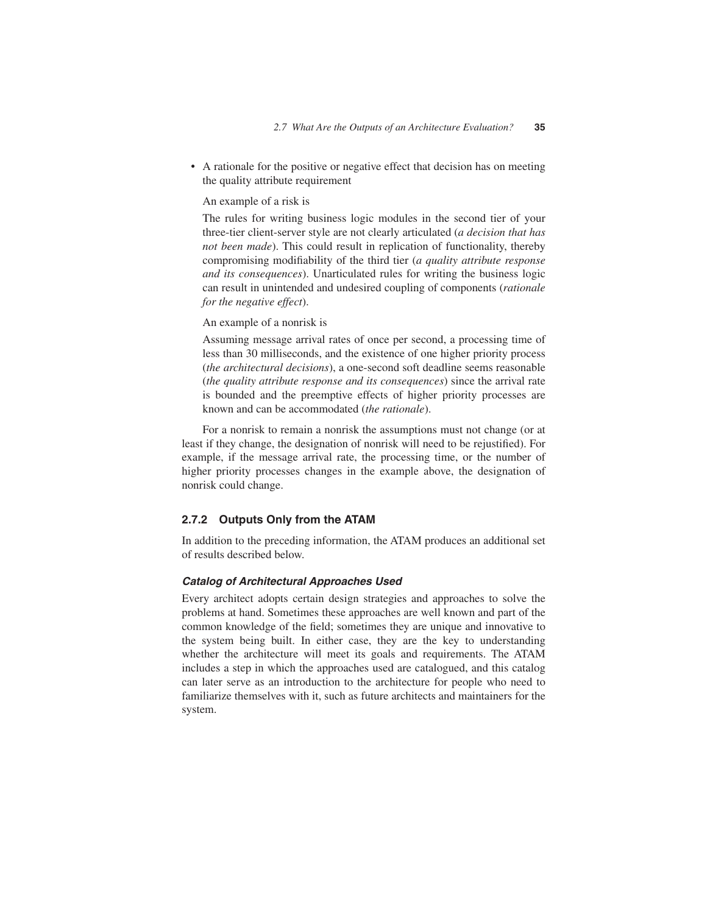- A rationale for the positive or negative effect that decision has on meeting the quality attribute requirement

  An example of a risk is

  The rules for writing business logic modules in the second tier of your three-tier client-server style are not clearly articulated (*a decision that has not been made*). This could result in replication of functionality, thereby compromising modifiability of the third tier (*a quality attribute response and its consequences*). Unarticulated rules for writing the business logic can result in unintended and undesired coupling of components (*rationale for the negative effect*).

  An example of a nonrisk is

  Assuming message arrival rates of once per second, a processing time of less than 30 milliseconds, and the existence of one higher priority process (*the architectural decisions*), a one-second soft deadline seems reasonable (*the quality attribute response and its consequences*) since the arrival rate is bounded and the preemptive effects of higher priority processes are known and can be accommodated (*the rationale*).

For a nonrisk to remain a nonrisk the assumptions must not change (or at least if they change, the designation of nonrisk will need to be rejustified). For example, if the message arrival rate, the processing time, or the number of higher priority processes changes in the example above, the designation of nonrisk could change.

### 2.7.2 Outputs Only from the ATAM

In addition to the preceding information, the ATAM produces an additional set of results described below.

#### *Catalog of Architectural Approaches Used*

Every architect adopts certain design strategies and approaches to solve the problems at hand. Sometimes these approaches are well known and part of the common knowledge of the field; sometimes they are unique and innovative to the system being built. In either case, they are the key to understanding whether the architecture will meet its goals and requirements. The ATAM includes a step in which the approaches used are catalogued, and this catalog can later serve as an introduction to the architecture for people who need to familiarize themselves with it, such as future architects and maintainers for the system.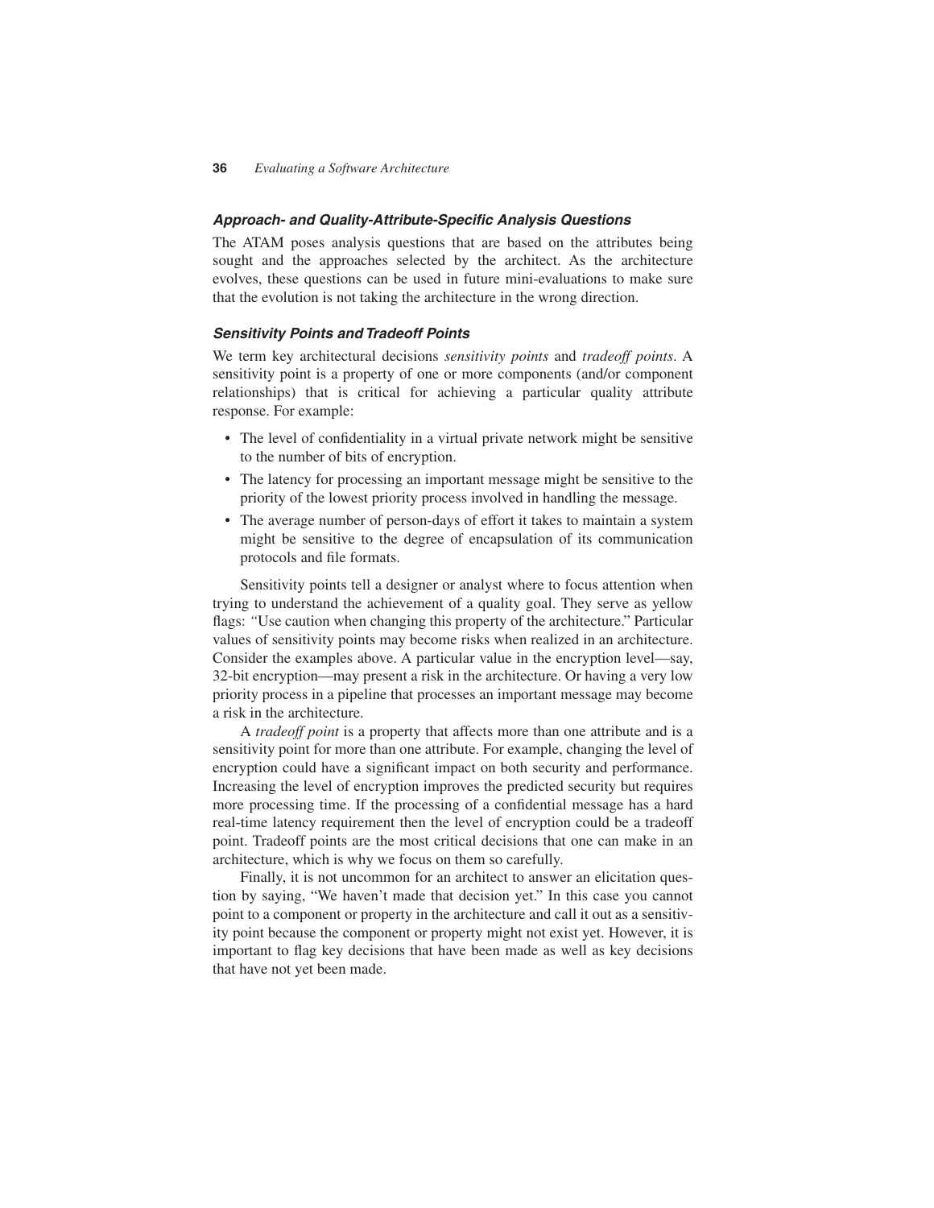### *Approach- and Quality-Attribute-Specific Analysis Questions*

The ATAM poses analysis questions that are based on the attributes being sought and the approaches selected by the architect. As the architecture evolves, these questions can be used in future mini-evaluations to make sure that the evolution is not taking the architecture in the wrong direction.

### *Sensitivity Points and Tradeoff Points*

We term key architectural decisions *sensitivity points* and *tradeoff points*. A sensitivity point is a property of one or more components (and/or component relationships) that is critical for achieving a particular quality attribute response. For example:

- The level of confidentiality in a virtual private network might be sensitive to the number of bits of encryption.
- The latency for processing an important message might be sensitive to the priority of the lowest priority process involved in handling the message.
- The average number of person-days of effort it takes to maintain a system might be sensitive to the degree of encapsulation of its communication protocols and file formats.

Sensitivity points tell a designer or analyst where to focus attention when trying to understand the achievement of a quality goal. They serve as yellow flags: "Use caution when changing this property of the architecture." Particular values of sensitivity points may become risks when realized in an architecture. Consider the examples above. A particular value in the encryption level—say, 32-bit encryption—may present a risk in the architecture. Or having a very low priority process in a pipeline that processes an important message may become a risk in the architecture.

A *tradeoff point* is a property that affects more than one attribute and is a sensitivity point for more than one attribute. For example, changing the level of encryption could have a significant impact on both security and performance. Increasing the level of encryption improves the predicted security but requires more processing time. If the processing of a confidential message has a hard real-time latency requirement then the level of encryption could be a tradeoff point. Tradeoff points are the most critical decisions that one can make in an architecture, which is why we focus on them so carefully.

Finally, it is not uncommon for an architect to answer an elicitation question by saying, "We haven't made that decision yet." In this case you cannot point to a component or property in the architecture and call it out as a sensitivity point because the component or property might not exist yet. However, it is important to flag key decisions that have been made as well as key decisions that have not yet been made.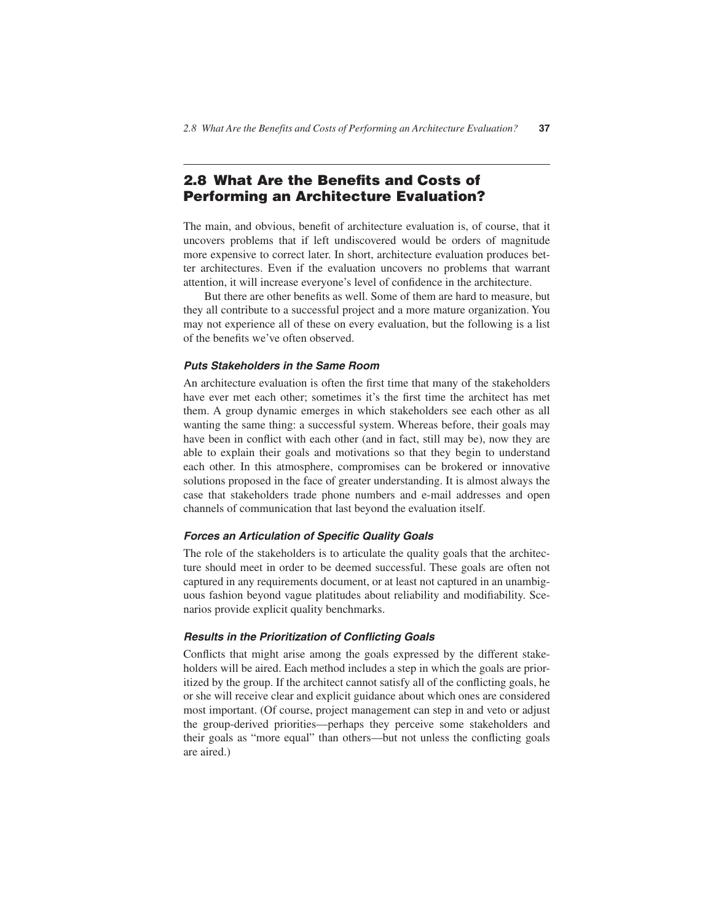## 2.8 What Are the Benefits and Costs of Performing an Architecture Evaluation?

The main, and obvious, benefit of architecture evaluation is, of course, that it uncovers problems that if left undiscovered would be orders of magnitude more expensive to correct later. In short, architecture evaluation produces better architectures. Even if the evaluation uncovers no problems that warrant attention, it will increase everyone's level of confidence in the architecture.

But there are other benefits as well. Some of them are hard to measure, but they all contribute to a successful project and a more mature organization. You may not experience all of these on every evaluation, but the following is a list of the benefits we've often observed.

#### *Puts Stakeholders in the Same Room*

An architecture evaluation is often the first time that many of the stakeholders have ever met each other; sometimes it's the first time the architect has met them. A group dynamic emerges in which stakeholders see each other as all wanting the same thing: a successful system. Whereas before, their goals may have been in conflict with each other (and in fact, still may be), now they are able to explain their goals and motivations so that they begin to understand each other. In this atmosphere, compromises can be brokered or innovative solutions proposed in the face of greater understanding. It is almost always the case that stakeholders trade phone numbers and e-mail addresses and open channels of communication that last beyond the evaluation itself.

#### *Forces an Articulation of Specific Quality Goals*

The role of the stakeholders is to articulate the quality goals that the architecture should meet in order to be deemed successful. These goals are often not captured in any requirements document, or at least not captured in an unambiguous fashion beyond vague platitudes about reliability and modifiability. Scenarios provide explicit quality benchmarks.

#### *Results in the Prioritization of Conflicting Goals*

Conflicts that might arise among the goals expressed by the different stakeholders will be aired. Each method includes a step in which the goals are prioritized by the group. If the architect cannot satisfy all of the conflicting goals, he or she will receive clear and explicit guidance about which ones are considered most important. (Of course, project management can step in and veto or adjust the group-derived priorities—perhaps they perceive some stakeholders and their goals as "more equal" than others—but not unless the conflicting goals are aired.)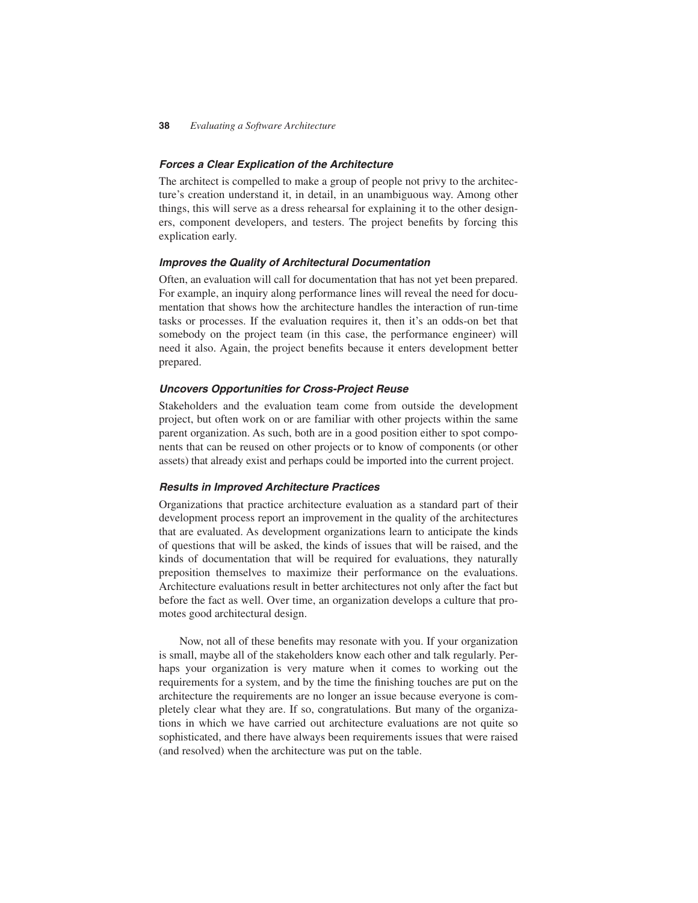#### *Forces a Clear Explication of the Architecture*

The architect is compelled to make a group of people not privy to the architecture's creation understand it, in detail, in an unambiguous way. Among other things, this will serve as a dress rehearsal for explaining it to the other designers, component developers, and testers. The project benefits by forcing this explication early.

#### *Improves the Quality of Architectural Documentation*

Often, an evaluation will call for documentation that has not yet been prepared. For example, an inquiry along performance lines will reveal the need for documentation that shows how the architecture handles the interaction of run-time tasks or processes. If the evaluation requires it, then it's an odds-on bet that somebody on the project team (in this case, the performance engineer) will need it also. Again, the project benefits because it enters development better prepared.

#### *Uncovers Opportunities for Cross-Project Reuse*

Stakeholders and the evaluation team come from outside the development project, but often work on or are familiar with other projects within the same parent organization. As such, both are in a good position either to spot components that can be reused on other projects or to know of components (or other assets) that already exist and perhaps could be imported into the current project.

#### *Results in Improved Architecture Practices*

Organizations that practice architecture evaluation as a standard part of their development process report an improvement in the quality of the architectures that are evaluated. As development organizations learn to anticipate the kinds of questions that will be asked, the kinds of issues that will be raised, and the kinds of documentation that will be required for evaluations, they naturally preposition themselves to maximize their performance on the evaluations. Architecture evaluations result in better architectures not only after the fact but before the fact as well. Over time, an organization develops a culture that promotes good architectural design.

Now, not all of these benefits may resonate with you. If your organization is small, maybe all of the stakeholders know each other and talk regularly. Perhaps your organization is very mature when it comes to working out the requirements for a system, and by the time the finishing touches are put on the architecture the requirements are no longer an issue because everyone is completely clear what they are. If so, congratulations. But many of the organizations in which we have carried out architecture evaluations are not quite so sophisticated, and there have always been requirements issues that were raised (and resolved) when the architecture was put on the table.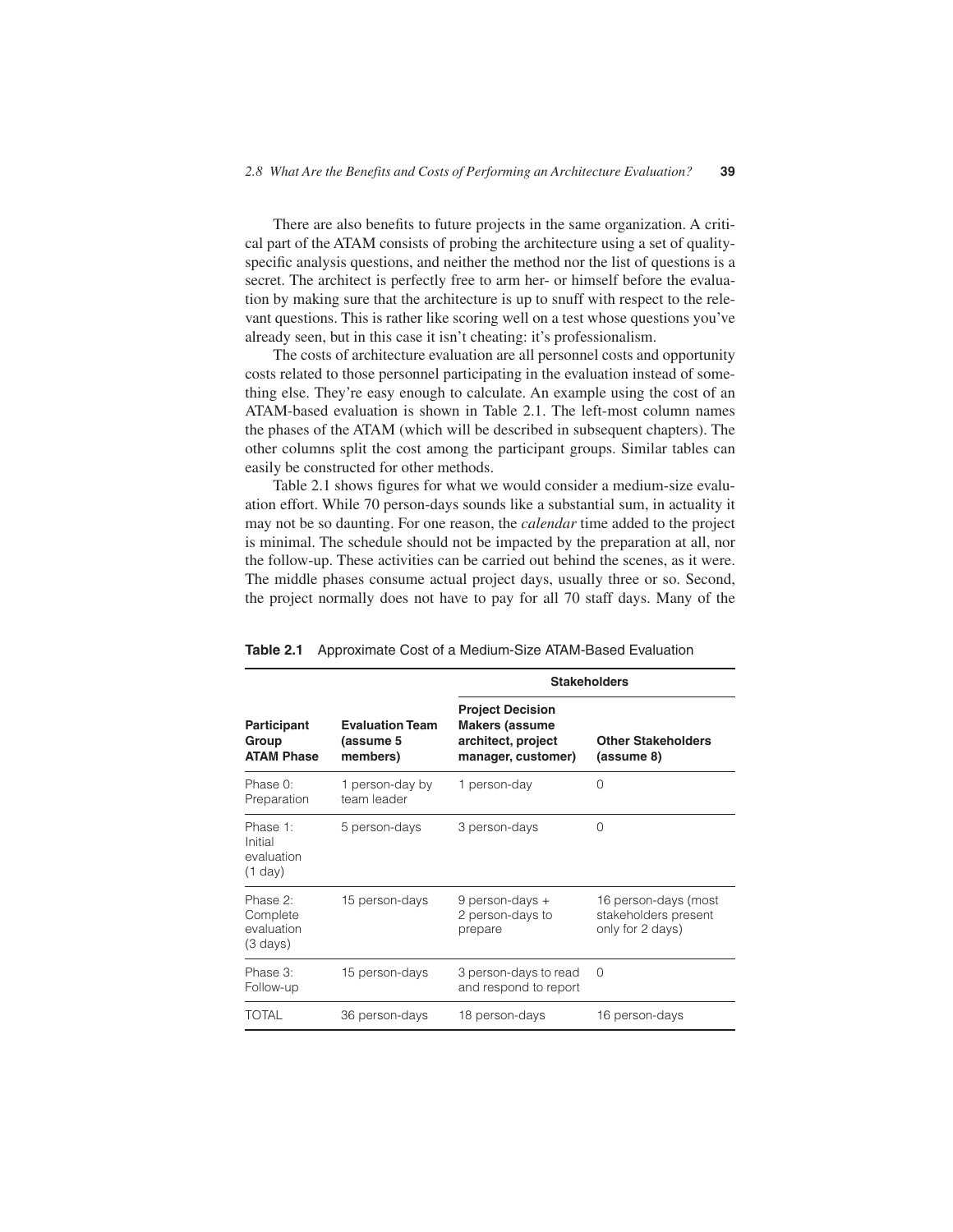There are also benefits to future projects in the same organization. A critical part of the ATAM consists of probing the architecture using a set of quality-specific analysis questions, and neither the method nor the list of questions is a secret. The architect is perfectly free to arm her- or himself before the evaluation by making sure that the architecture is up to snuff with respect to the relevant questions. This is rather like scoring well on a test whose questions you've already seen, but in this case it isn't cheating: it's professionalism.

The costs of architecture evaluation are all personnel costs and opportunity costs related to those personnel participating in the evaluation instead of something else. They're easy enough to calculate. An example using the cost of an ATAM-based evaluation is shown in Table 2.1. The left-most column names the phases of the ATAM (which will be described in subsequent chapters). The other columns split the cost among the participant groups. Similar tables can easily be constructed for other methods.

Table 2.1 shows figures for what we would consider a medium-size evaluation effort. While 70 person-days sounds like a substantial sum, in actuality it may not be so daunting. For one reason, the *calendar* time added to the project is minimal. The schedule should not be impacted by the preparation at all, nor the follow-up. These activities can be carried out behind the scenes, as it were. The middle phases consume actual project days, usually three or so. Second, the project normally does not have to pay for all 70 staff days. Many of the

**Table 2.1** Approximate Cost of a Medium-Size ATAM-Based Evaluation

| | | **Stakeholders** | |
|---|---|---|---|
| **Participant Group ATAM Phase** | **Evaluation Team (assume 5 members)** | **Project Decision Makers (assume architect, project manager, customer)** | **Other Stakeholders (assume 8)** |
| Phase 0: Preparation | 1 person-day by team leader | 1 person-day | 0 |
| Phase 1: Initial evaluation (1 day) | 5 person-days | 3 person-days | 0 |
| Phase 2: Complete evaluation (3 days) | 15 person-days | 9 person-days + 2 person-days to prepare | 16 person-days (most stakeholders present only for 2 days) |
| Phase 3: Follow-up | 15 person-days | 3 person-days to read and respond to report | 0 |
| TOTAL | 36 person-days | 18 person-days | 16 person-days |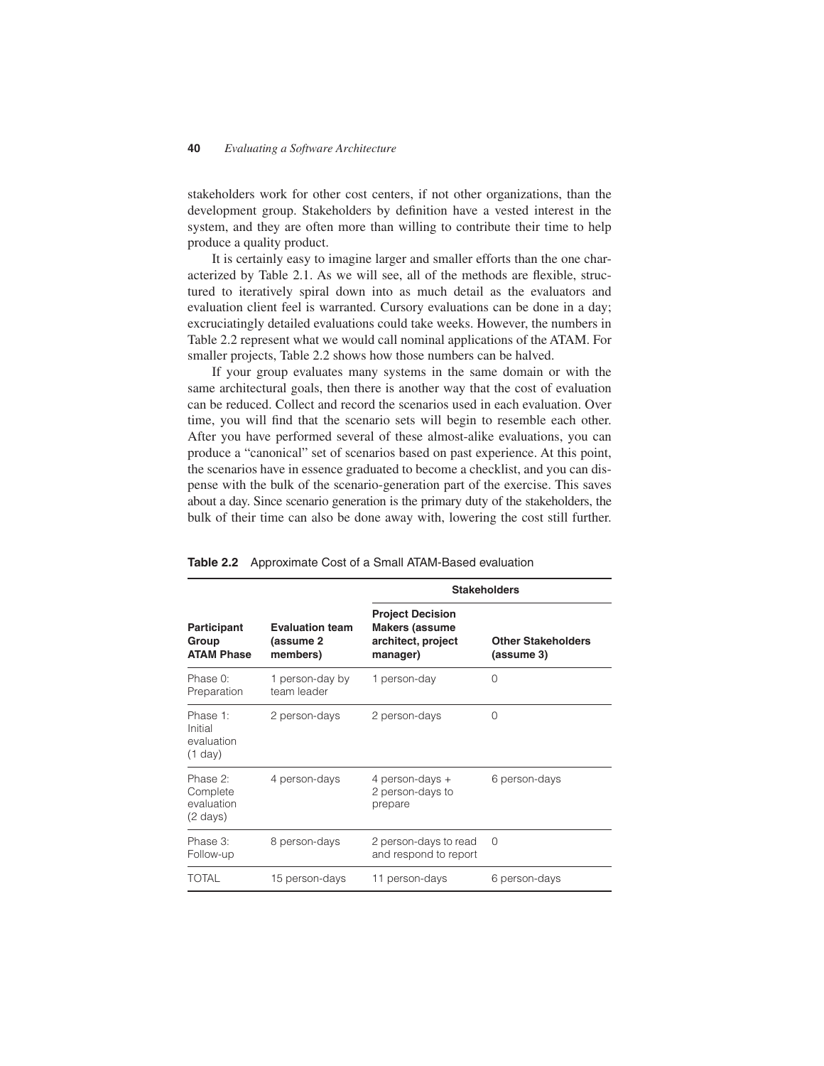stakeholders work for other cost centers, if not other organizations, than the development group. Stakeholders by definition have a vested interest in the system, and they are often more than willing to contribute their time to help produce a quality product.

It is certainly easy to imagine larger and smaller efforts than the one characterized by Table 2.1. As we will see, all of the methods are flexible, structured to iteratively spiral down into as much detail as the evaluators and evaluation client feel is warranted. Cursory evaluations can be done in a day; excruciatingly detailed evaluations could take weeks. However, the numbers in Table 2.2 represent what we would call nominal applications of the ATAM. For smaller projects, Table 2.2 shows how those numbers can be halved.

If your group evaluates many systems in the same domain or with the same architectural goals, then there is another way that the cost of evaluation can be reduced. Collect and record the scenarios used in each evaluation. Over time, you will find that the scenario sets will begin to resemble each other. After you have performed several of these almost-alike evaluations, you can produce a "canonical" set of scenarios based on past experience. At this point, the scenarios have in essence graduated to become a checklist, and you can dispense with the bulk of the scenario-generation part of the exercise. This saves about a day. Since scenario generation is the primary duty of the stakeholders, the bulk of their time can also be done away with, lowering the cost still further.

**Table 2.2** Approximate Cost of a Small ATAM-Based evaluation

| | | **Stakeholders** | |
|---|---|---|---|
| **Participant Group ATAM Phase** | **Evaluation team (assume 2 members)** | **Project Decision Makers (assume architect, project manager)** | **Other Stakeholders (assume 3)** |
| Phase 0: Preparation | 1 person-day by team leader | 1 person-day | 0 |
| Phase 1: Initial evaluation (1 day) | 2 person-days | 2 person-days | 0 |
| Phase 2: Complete evaluation (2 days) | 4 person-days | 4 person-days + 2 person-days to prepare | 6 person-days |
| Phase 3: Follow-up | 8 person-days | 2 person-days to read and respond to report | 0 |
| TOTAL | 15 person-days | 11 person-days | 6 person-days |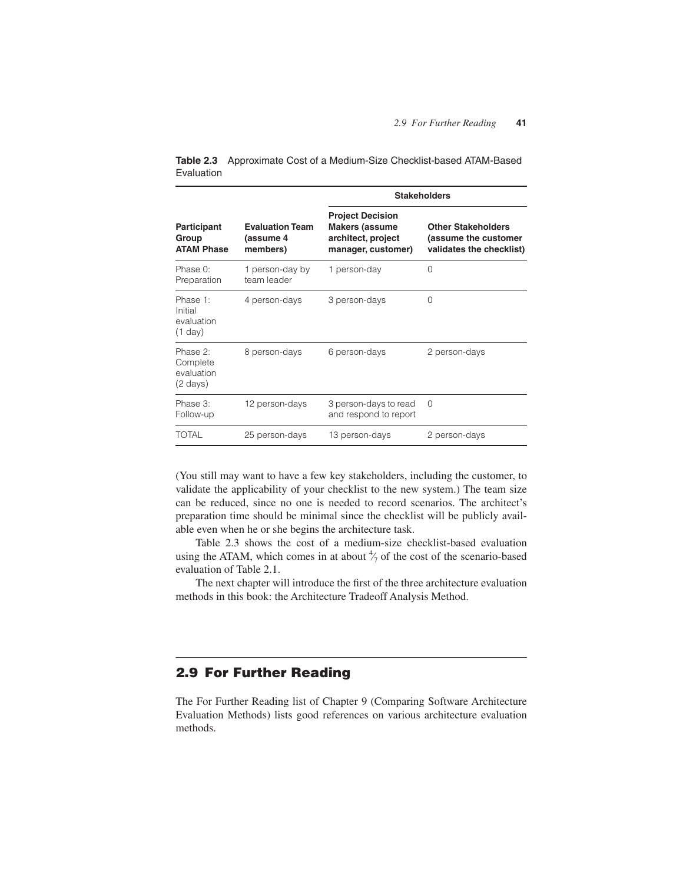**Table 2.3** Approximate Cost of a Medium-Size Checklist-based ATAM-Based Evaluation

| Participant Group<br>ATAM Phase | Evaluation Team (assume 4 members) | Stakeholders | |
|---|---|---|---|
| | | **Project Decision Makers (assume architect, project manager, customer)** | **Other Stakeholders (assume the customer validates the checklist)** |
| Phase 0: Preparation | 1 person-day by team leader | 1 person-day | 0 |
| Phase 1: Initial evaluation (1 day) | 4 person-days | 3 person-days | 0 |
| Phase 2: Complete evaluation (2 days) | 8 person-days | 6 person-days | 2 person-days |
| Phase 3: Follow-up | 12 person-days | 3 person-days to read and respond to report | 0 |
| TOTAL | 25 person-days | 13 person-days | 2 person-days |

(You still may want to have a few key stakeholders, including the customer, to validate the applicability of your checklist to the new system.) The team size can be reduced, since no one is needed to record scenarios. The architect's preparation time should be minimal since the checklist will be publicly available even when he or she begins the architecture task.

Table 2.3 shows the cost of a medium-size checklist-based evaluation using the ATAM, which comes in at about $\frac{4}{7}$ of the cost of the scenario-based evaluation of Table 2.1.

The next chapter will introduce the first of the three architecture evaluation methods in this book: the Architecture Tradeoff Analysis Method.

## 2.9 For Further Reading

The For Further Reading list of Chapter 9 (Comparing Software Architecture Evaluation Methods) lists good references on various architecture evaluation methods.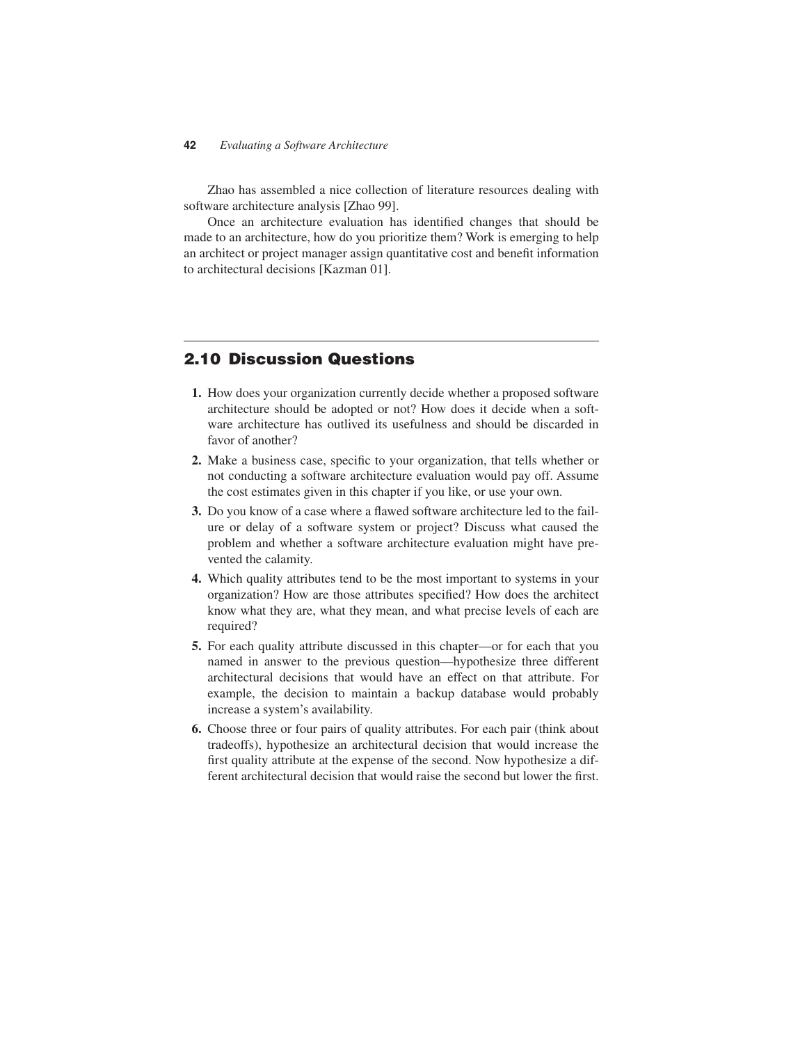Zhao has assembled a nice collection of literature resources dealing with software architecture analysis [Zhao 99].

Once an architecture evaluation has identified changes that should be made to an architecture, how do you prioritize them? Work is emerging to help an architect or project manager assign quantitative cost and benefit information to architectural decisions [Kazman 01].

## 2.10 Discussion Questions

1. How does your organization currently decide whether a proposed software architecture should be adopted or not? How does it decide when a software architecture has outlived its usefulness and should be discarded in favor of another?
2. Make a business case, specific to your organization, that tells whether or not conducting a software architecture evaluation would pay off. Assume the cost estimates given in this chapter if you like, or use your own.
3. Do you know of a case where a flawed software architecture led to the failure or delay of a software system or project? Discuss what caused the problem and whether a software architecture evaluation might have prevented the calamity.
4. Which quality attributes tend to be the most important to systems in your organization? How are those attributes specified? How does the architect know what they are, what they mean, and what precise levels of each are required?
5. For each quality attribute discussed in this chapter—or for each that you named in answer to the previous question—hypothesize three different architectural decisions that would have an effect on that attribute. For example, the decision to maintain a backup database would probably increase a system's availability.
6. Choose three or four pairs of quality attributes. For each pair (think about tradeoffs), hypothesize an architectural decision that would increase the first quality attribute at the expense of the second. Now hypothesize a different architectural decision that would raise the second but lower the first.